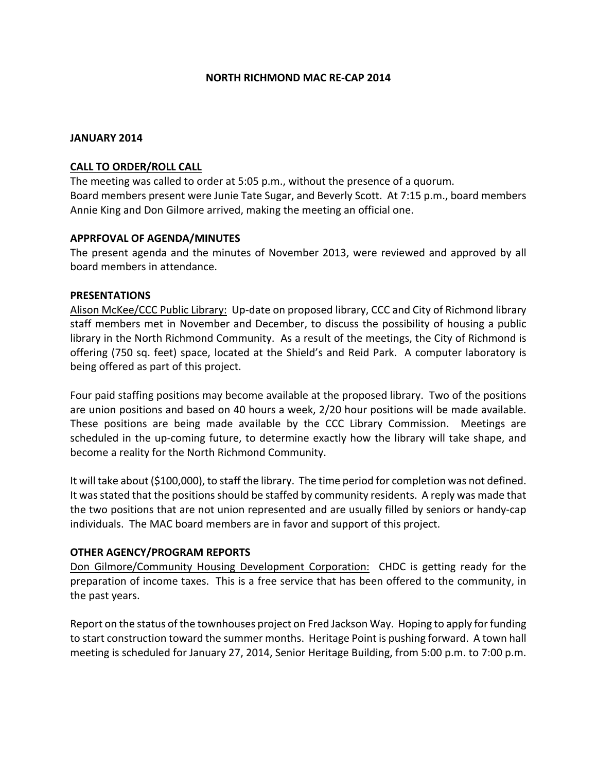# NORTH RICHMOND MAC RE-CAP 2014

## JANUARY 2014

### CALL TO ORDER/ROLL CALL

The meeting was called to order at 5:05 p.m., without the presence of a quorum.
Board members present were Junie Tate Sugar, and Beverly Scott. At 7:15 p.m., board members Annie King and Don Gilmore arrived, making the meeting an official one.

### APPRFOVAL OF AGENDA/MINUTES

The present agenda and the minutes of November 2013, were reviewed and approved by all board members in attendance.

### PRESENTATIONS

Alison McKee/CCC Public Library: Up-date on proposed library, CCC and City of Richmond library staff members met in November and December, to discuss the possibility of housing a public library in the North Richmond Community. As a result of the meetings, the City of Richmond is offering (750 sq. feet) space, located at the Shield's and Reid Park. A computer laboratory is being offered as part of this project.

Four paid staffing positions may become available at the proposed library. Two of the positions are union positions and based on 40 hours a week, 2/20 hour positions will be made available. These positions are being made available by the CCC Library Commission. Meetings are scheduled in the up-coming future, to determine exactly how the library will take shape, and become a reality for the North Richmond Community.

It will take about ($100,000), to staff the library. The time period for completion was not defined. It was stated that the positions should be staffed by community residents. A reply was made that the two positions that are not union represented and are usually filled by seniors or handy-cap individuals. The MAC board members are in favor and support of this project.

### OTHER AGENCY/PROGRAM REPORTS

Don Gilmore/Community Housing Development Corporation: CHDC is getting ready for the preparation of income taxes. This is a free service that has been offered to the community, in the past years.

Report on the status of the townhouses project on Fred Jackson Way. Hoping to apply for funding to start construction toward the summer months. Heritage Point is pushing forward. A town hall meeting is scheduled for January 27, 2014, Senior Heritage Building, from 5:00 p.m. to 7:00 p.m.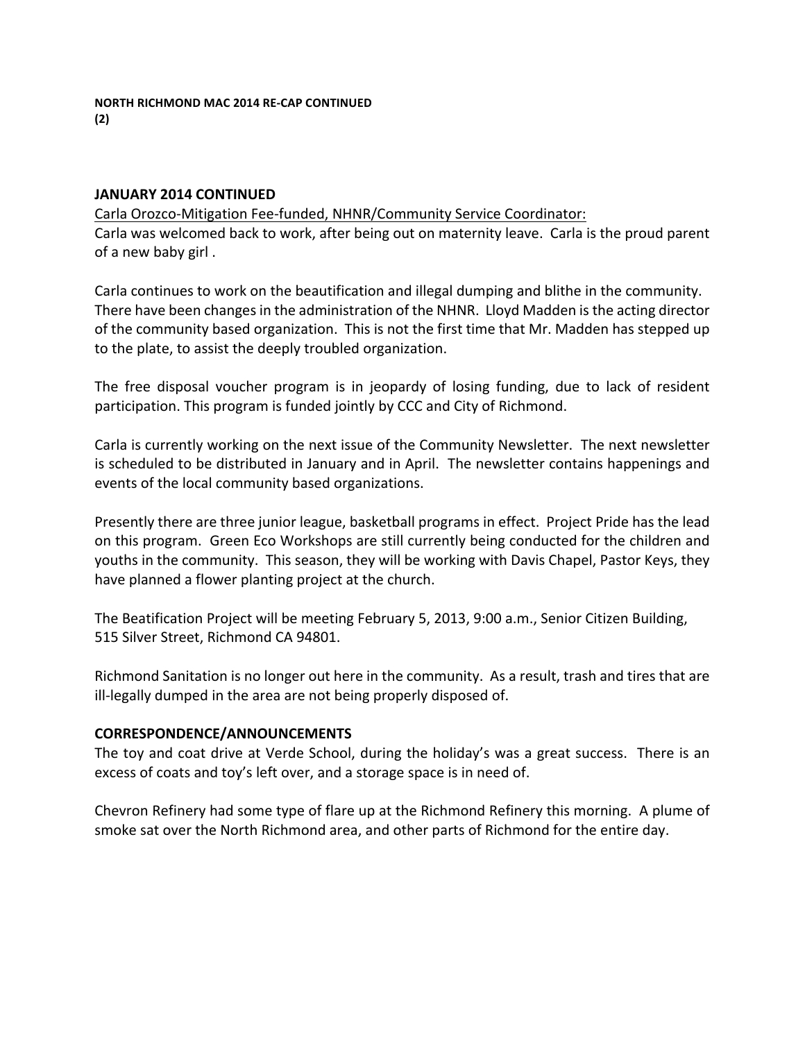**NORTH RICHMOND MAC 2014 RE-CAP CONTINUED**
**(2)**

**JANUARY 2014 CONTINUED**

Carla Orozco-Mitigation Fee-funded, NHNR/Community Service Coordinator:

Carla was welcomed back to work, after being out on maternity leave. Carla is the proud parent of a new baby girl .

Carla continues to work on the beautification and illegal dumping and blithe in the community. There have been changes in the administration of the NHNR. Lloyd Madden is the acting director of the community based organization. This is not the first time that Mr. Madden has stepped up to the plate, to assist the deeply troubled organization.

The free disposal voucher program is in jeopardy of losing funding, due to lack of resident participation. This program is funded jointly by CCC and City of Richmond.

Carla is currently working on the next issue of the Community Newsletter. The next newsletter is scheduled to be distributed in January and in April. The newsletter contains happenings and events of the local community based organizations.

Presently there are three junior league, basketball programs in effect. Project Pride has the lead on this program. Green Eco Workshops are still currently being conducted for the children and youths in the community. This season, they will be working with Davis Chapel, Pastor Keys, they have planned a flower planting project at the church.

The Beatification Project will be meeting February 5, 2013, 9:00 a.m., Senior Citizen Building, 515 Silver Street, Richmond CA 94801.

Richmond Sanitation is no longer out here in the community. As a result, trash and tires that are ill-legally dumped in the area are not being properly disposed of.

**CORRESPONDENCE/ANNOUNCEMENTS**

The toy and coat drive at Verde School, during the holiday's was a great success. There is an excess of coats and toy's left over, and a storage space is in need of.

Chevron Refinery had some type of flare up at the Richmond Refinery this morning. A plume of smoke sat over the North Richmond area, and other parts of Richmond for the entire day.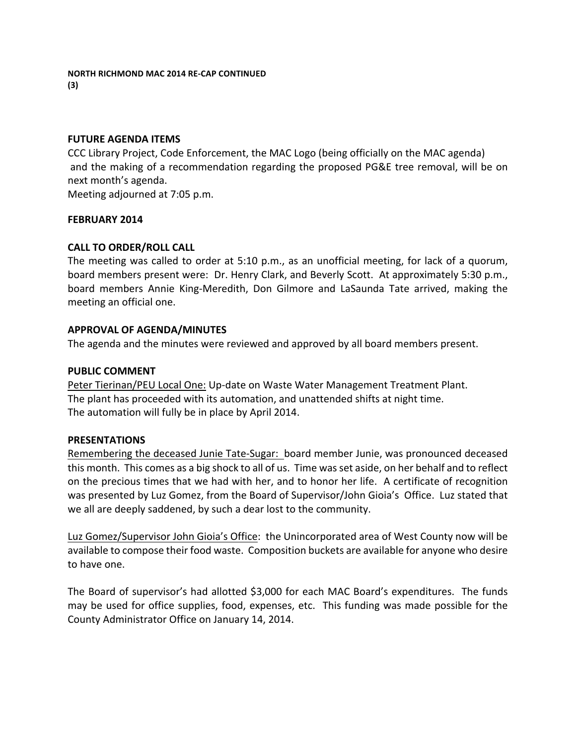**NORTH RICHMOND MAC 2014 RE-CAP CONTINUED (3)**

**FUTURE AGENDA ITEMS**

CCC Library Project, Code Enforcement, the MAC Logo (being officially on the MAC agenda) and the making of a recommendation regarding the proposed PG&E tree removal, will be on next month's agenda.

Meeting adjourned at 7:05 p.m.

**FEBRUARY 2014**

**CALL TO ORDER/ROLL CALL**

The meeting was called to order at 5:10 p.m., as an unofficial meeting, for lack of a quorum, board members present were: Dr. Henry Clark, and Beverly Scott. At approximately 5:30 p.m., board members Annie King-Meredith, Don Gilmore and LaSaunda Tate arrived, making the meeting an official one.

**APPROVAL OF AGENDA/MINUTES**

The agenda and the minutes were reviewed and approved by all board members present.

**PUBLIC COMMENT**

Peter Tierinan/PEU Local One: Up-date on Waste Water Management Treatment Plant. The plant has proceeded with its automation, and unattended shifts at night time. The automation will fully be in place by April 2014.

**PRESENTATIONS**

Remembering the deceased Junie Tate-Sugar: board member Junie, was pronounced deceased this month. This comes as a big shock to all of us. Time was set aside, on her behalf and to reflect on the precious times that we had with her, and to honor her life. A certificate of recognition was presented by Luz Gomez, from the Board of Supervisor/John Gioia's Office. Luz stated that we all are deeply saddened, by such a dear lost to the community.

Luz Gomez/Supervisor John Gioia's Office: the Unincorporated area of West County now will be available to compose their food waste. Composition buckets are available for anyone who desire to have one.

The Board of supervisor's had allotted $3,000 for each MAC Board's expenditures. The funds may be used for office supplies, food, expenses, etc. This funding was made possible for the County Administrator Office on January 14, 2014.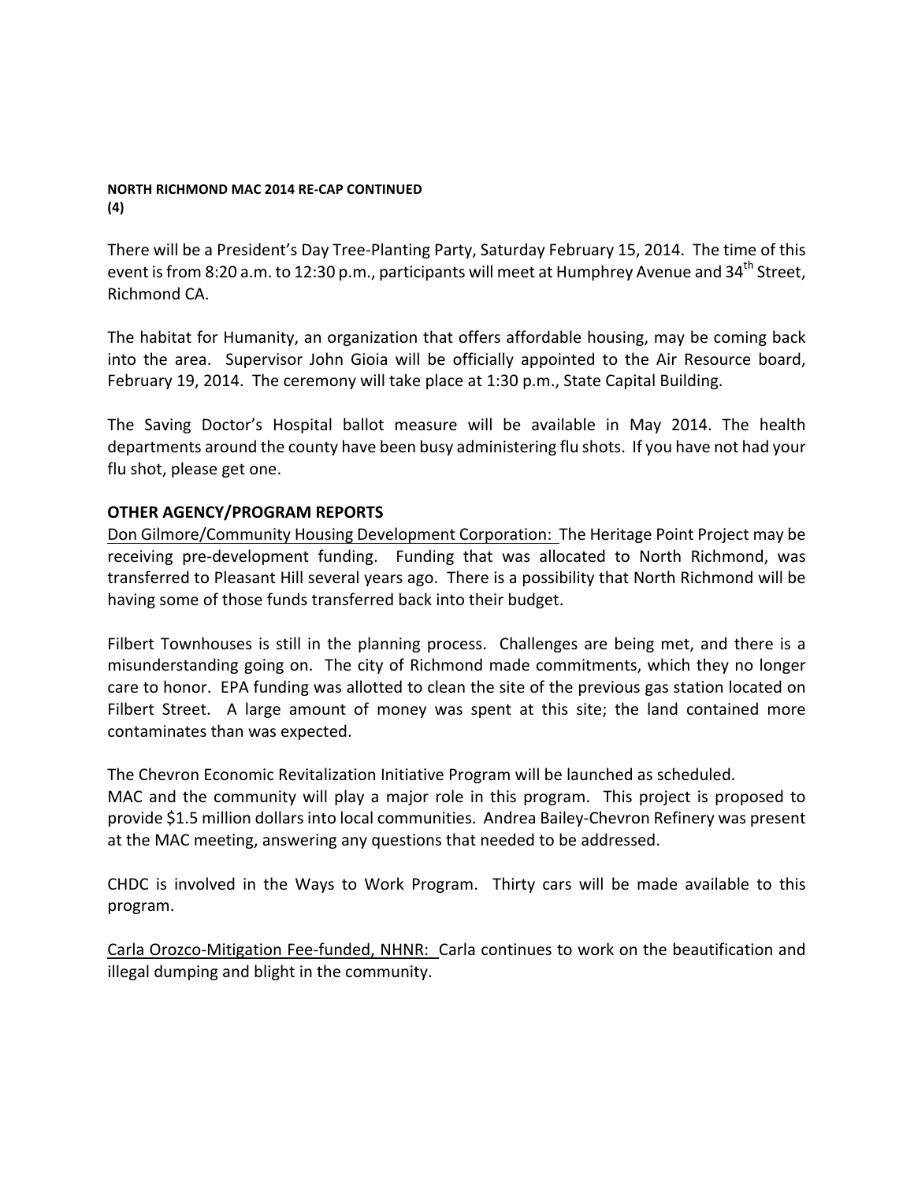**NORTH RICHMOND MAC 2014 RE-CAP CONTINUED**
**(4)**

There will be a President's Day Tree-Planting Party, Saturday February 15, 2014. The time of this event is from 8:20 a.m. to 12:30 p.m., participants will meet at Humphrey Avenue and 34th Street, Richmond CA.

The habitat for Humanity, an organization that offers affordable housing, may be coming back into the area. Supervisor John Gioia will be officially appointed to the Air Resource board, February 19, 2014. The ceremony will take place at 1:30 p.m., State Capital Building.

The Saving Doctor's Hospital ballot measure will be available in May 2014. The health departments around the county have been busy administering flu shots. If you have not had your flu shot, please get one.

## OTHER AGENCY/PROGRAM REPORTS

<u>Don Gilmore/Community Housing Development Corporation:</u> The Heritage Point Project may be receiving pre-development funding. Funding that was allocated to North Richmond, was transferred to Pleasant Hill several years ago. There is a possibility that North Richmond will be having some of those funds transferred back into their budget.

Filbert Townhouses is still in the planning process. Challenges are being met, and there is a misunderstanding going on. The city of Richmond made commitments, which they no longer care to honor. EPA funding was allotted to clean the site of the previous gas station located on Filbert Street. A large amount of money was spent at this site; the land contained more contaminates than was expected.

The Chevron Economic Revitalization Initiative Program will be launched as scheduled.
MAC and the community will play a major role in this program. This project is proposed to provide $1.5 million dollars into local communities. Andrea Bailey-Chevron Refinery was present at the MAC meeting, answering any questions that needed to be addressed.

CHDC is involved in the Ways to Work Program. Thirty cars will be made available to this program.

<u>Carla Orozco-Mitigation Fee-funded, NHNR:</u> Carla continues to work on the beautification and illegal dumping and blight in the community.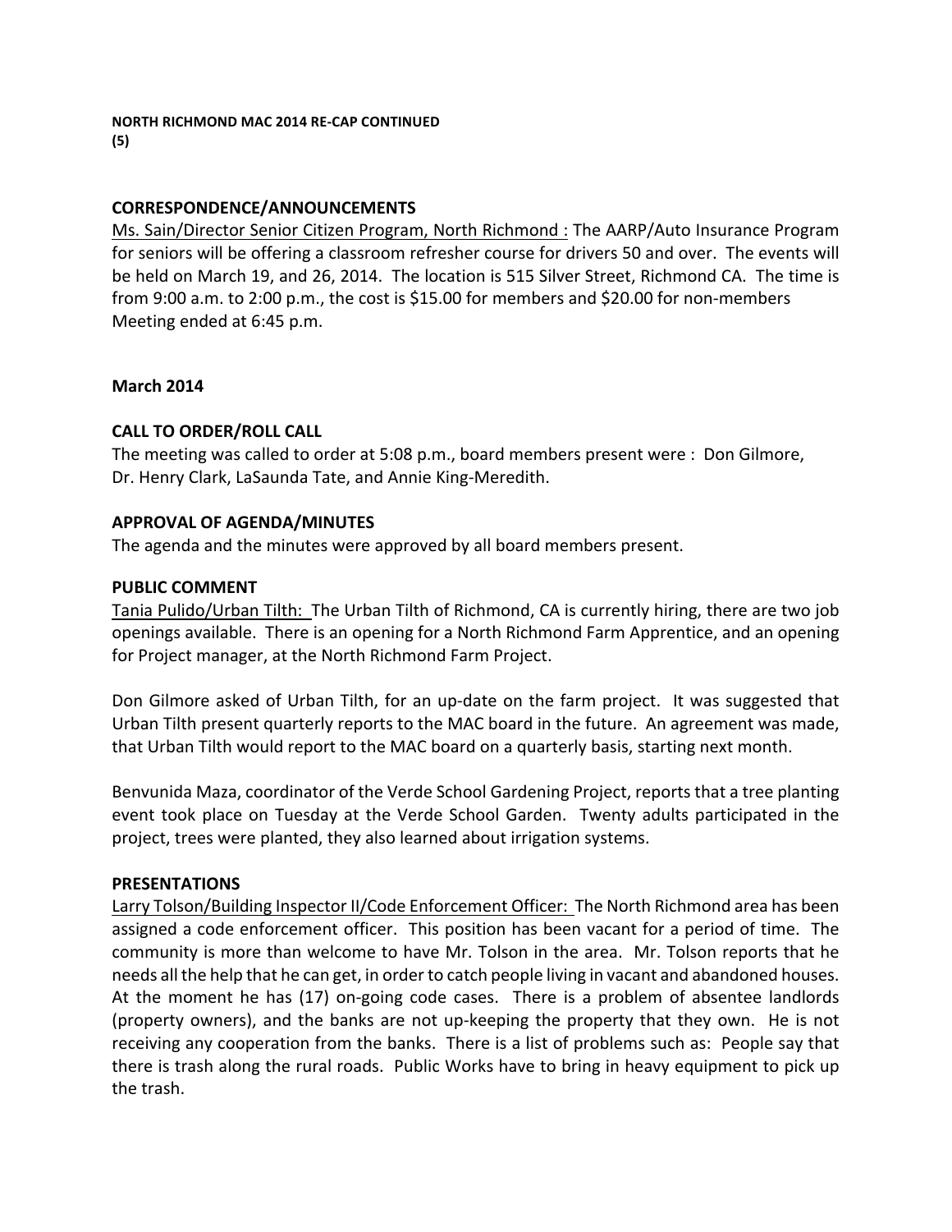**NORTH RICHMOND MAC 2014 RE-CAP CONTINUED**
**(5)**

## CORRESPONDENCE/ANNOUNCEMENTS

Ms. Sain/Director Senior Citizen Program, North Richmond : The AARP/Auto Insurance Program for seniors will be offering a classroom refresher course for drivers 50 and over. The events will be held on March 19, and 26, 2014. The location is 515 Silver Street, Richmond CA. The time is from 9:00 a.m. to 2:00 p.m., the cost is $15.00 for members and $20.00 for non-members
Meeting ended at 6:45 p.m.

## March 2014

## CALL TO ORDER/ROLL CALL

The meeting was called to order at 5:08 p.m., board members present were : Don Gilmore, Dr. Henry Clark, LaSaunda Tate, and Annie King-Meredith.

## APPROVAL OF AGENDA/MINUTES

The agenda and the minutes were approved by all board members present.

## PUBLIC COMMENT

Tania Pulido/Urban Tilth: The Urban Tilth of Richmond, CA is currently hiring, there are two job openings available. There is an opening for a North Richmond Farm Apprentice, and an opening for Project manager, at the North Richmond Farm Project.

Don Gilmore asked of Urban Tilth, for an up-date on the farm project. It was suggested that Urban Tilth present quarterly reports to the MAC board in the future. An agreement was made, that Urban Tilth would report to the MAC board on a quarterly basis, starting next month.

Benvunida Maza, coordinator of the Verde School Gardening Project, reports that a tree planting event took place on Tuesday at the Verde School Garden. Twenty adults participated in the project, trees were planted, they also learned about irrigation systems.

## PRESENTATIONS

Larry Tolson/Building Inspector II/Code Enforcement Officer: The North Richmond area has been assigned a code enforcement officer. This position has been vacant for a period of time. The community is more than welcome to have Mr. Tolson in the area. Mr. Tolson reports that he needs all the help that he can get, in order to catch people living in vacant and abandoned houses. At the moment he has (17) on-going code cases. There is a problem of absentee landlords (property owners), and the banks are not up-keeping the property that they own. He is not receiving any cooperation from the banks. There is a list of problems such as: People say that there is trash along the rural roads. Public Works have to bring in heavy equipment to pick up the trash.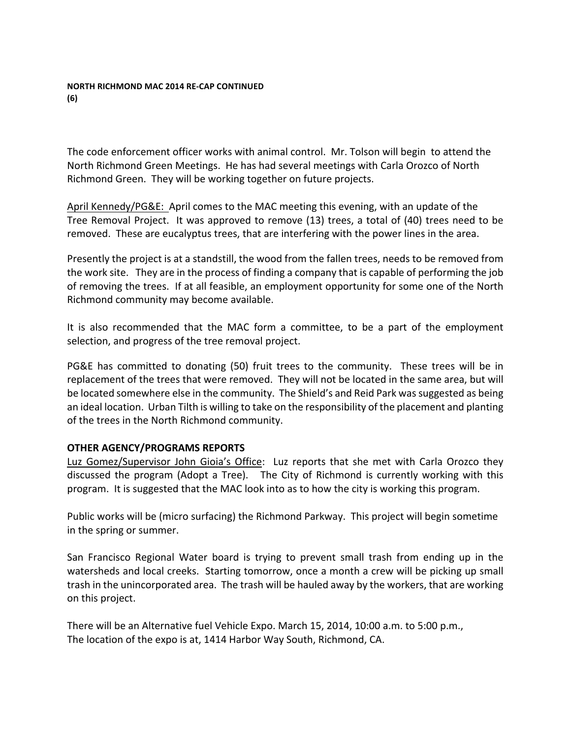**NORTH RICHMOND MAC 2014 RE-CAP CONTINUED**
**(6)**

The code enforcement officer works with animal control. Mr. Tolson will begin to attend the North Richmond Green Meetings. He has had several meetings with Carla Orozco of North Richmond Green. They will be working together on future projects.

April Kennedy/PG&E: April comes to the MAC meeting this evening, with an update of the Tree Removal Project. It was approved to remove (13) trees, a total of (40) trees need to be removed. These are eucalyptus trees, that are interfering with the power lines in the area.

Presently the project is at a standstill, the wood from the fallen trees, needs to be removed from the work site. They are in the process of finding a company that is capable of performing the job of removing the trees. If at all feasible, an employment opportunity for some one of the North Richmond community may become available.

It is also recommended that the MAC form a committee, to be a part of the employment selection, and progress of the tree removal project.

PG&E has committed to donating (50) fruit trees to the community. These trees will be in replacement of the trees that were removed. They will not be located in the same area, but will be located somewhere else in the community. The Shield's and Reid Park was suggested as being an ideal location. Urban Tilth is willing to take on the responsibility of the placement and planting of the trees in the North Richmond community.

**OTHER AGENCY/PROGRAMS REPORTS**

Luz Gomez/Supervisor John Gioia's Office: Luz reports that she met with Carla Orozco they discussed the program (Adopt a Tree). The City of Richmond is currently working with this program. It is suggested that the MAC look into as to how the city is working this program.

Public works will be (micro surfacing) the Richmond Parkway. This project will begin sometime in the spring or summer.

San Francisco Regional Water board is trying to prevent small trash from ending up in the watersheds and local creeks. Starting tomorrow, once a month a crew will be picking up small trash in the unincorporated area. The trash will be hauled away by the workers, that are working on this project.

There will be an Alternative fuel Vehicle Expo. March 15, 2014, 10:00 a.m. to 5:00 p.m., The location of the expo is at, 1414 Harbor Way South, Richmond, CA.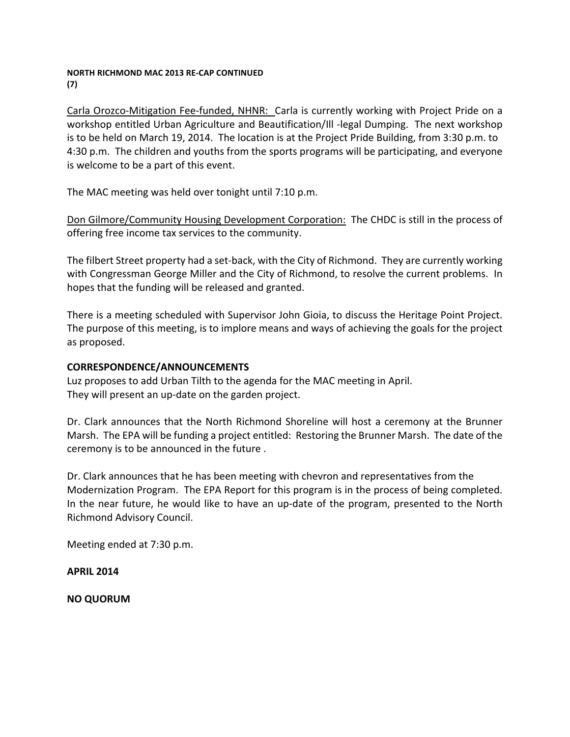**NORTH RICHMOND MAC 2013 RE-CAP CONTINUED**
**(7)**

<u>Carla Orozco-Mitigation Fee-funded, NHNR:</u> Carla is currently working with Project Pride on a workshop entitled Urban Agriculture and Beautification/Ill -legal Dumping. The next workshop is to be held on March 19, 2014. The location is at the Project Pride Building, from 3:30 p.m. to 4:30 p.m. The children and youths from the sports programs will be participating, and everyone is welcome to be a part of this event.

The MAC meeting was held over tonight until 7:10 p.m.

<u>Don Gilmore/Community Housing Development Corporation:</u> The CHDC is still in the process of offering free income tax services to the community.

The filbert Street property had a set-back, with the City of Richmond. They are currently working with Congressman George Miller and the City of Richmond, to resolve the current problems. In hopes that the funding will be released and granted.

There is a meeting scheduled with Supervisor John Gioia, to discuss the Heritage Point Project. The purpose of this meeting, is to implore means and ways of achieving the goals for the project as proposed.

**CORRESPONDENCE/ANNOUNCEMENTS**

Luz proposes to add Urban Tilth to the agenda for the MAC meeting in April.
They will present an up-date on the garden project.

Dr. Clark announces that the North Richmond Shoreline will host a ceremony at the Brunner Marsh. The EPA will be funding a project entitled: Restoring the Brunner Marsh. The date of the ceremony is to be announced in the future .

Dr. Clark announces that he has been meeting with chevron and representatives from the Modernization Program. The EPA Report for this program is in the process of being completed. In the near future, he would like to have an up-date of the program, presented to the North Richmond Advisory Council.

Meeting ended at 7:30 p.m.

**APRIL 2014**

**NO QUORUM**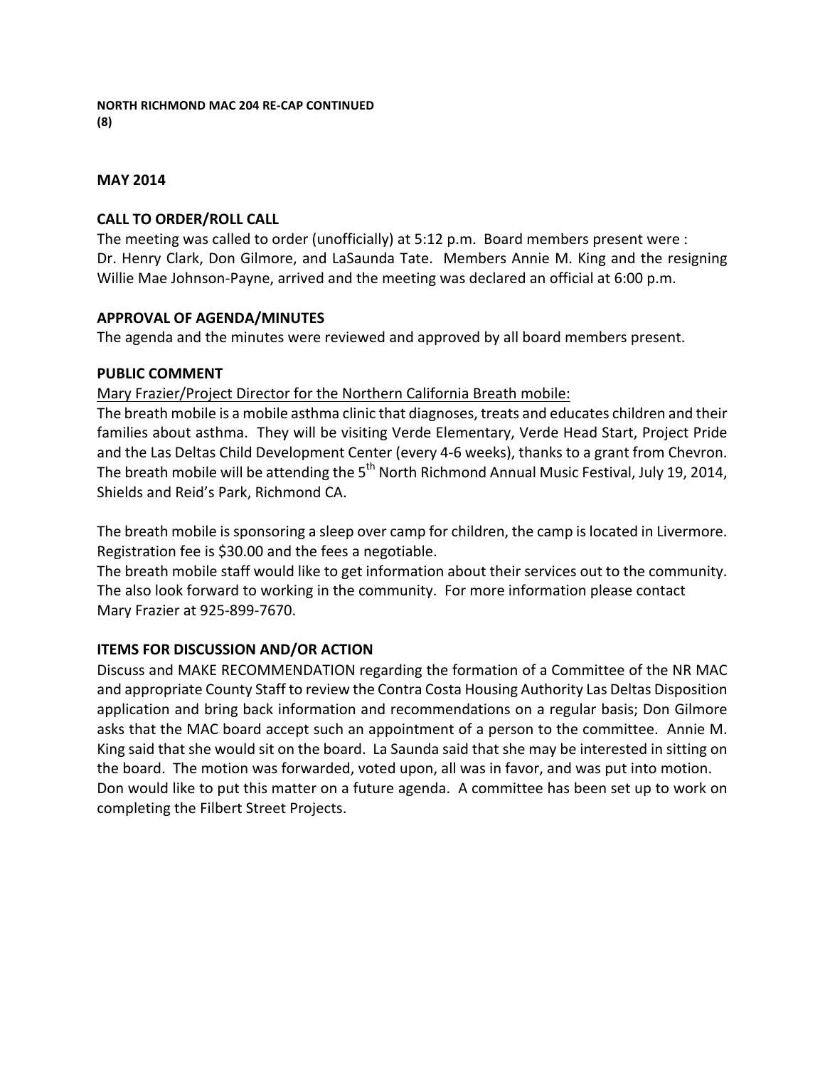**NORTH RICHMOND MAC 204 RE-CAP CONTINUED**
**(8)**

**MAY 2014**

**CALL TO ORDER/ROLL CALL**

The meeting was called to order (unofficially) at 5:12 p.m. Board members present were : Dr. Henry Clark, Don Gilmore, and LaSaunda Tate. Members Annie M. King and the resigning Willie Mae Johnson-Payne, arrived and the meeting was declared an official at 6:00 p.m.

**APPROVAL OF AGENDA/MINUTES**

The agenda and the minutes were reviewed and approved by all board members present.

**PUBLIC COMMENT**

Mary Frazier/Project Director for the Northern California Breath mobile:

The breath mobile is a mobile asthma clinic that diagnoses, treats and educates children and their families about asthma. They will be visiting Verde Elementary, Verde Head Start, Project Pride and the Las Deltas Child Development Center (every 4-6 weeks), thanks to a grant from Chevron. The breath mobile will be attending the 5th North Richmond Annual Music Festival, July 19, 2014, Shields and Reid's Park, Richmond CA.

The breath mobile is sponsoring a sleep over camp for children, the camp is located in Livermore. Registration fee is $30.00 and the fees a negotiable.

The breath mobile staff would like to get information about their services out to the community. The also look forward to working in the community. For more information please contact Mary Frazier at 925-899-7670.

**ITEMS FOR DISCUSSION AND/OR ACTION**

Discuss and MAKE RECOMMENDATION regarding the formation of a Committee of the NR MAC and appropriate County Staff to review the Contra Costa Housing Authority Las Deltas Disposition application and bring back information and recommendations on a regular basis; Don Gilmore asks that the MAC board accept such an appointment of a person to the committee. Annie M. King said that she would sit on the board. La Saunda said that she may be interested in sitting on the board. The motion was forwarded, voted upon, all was in favor, and was put into motion. Don would like to put this matter on a future agenda. A committee has been set up to work on completing the Filbert Street Projects.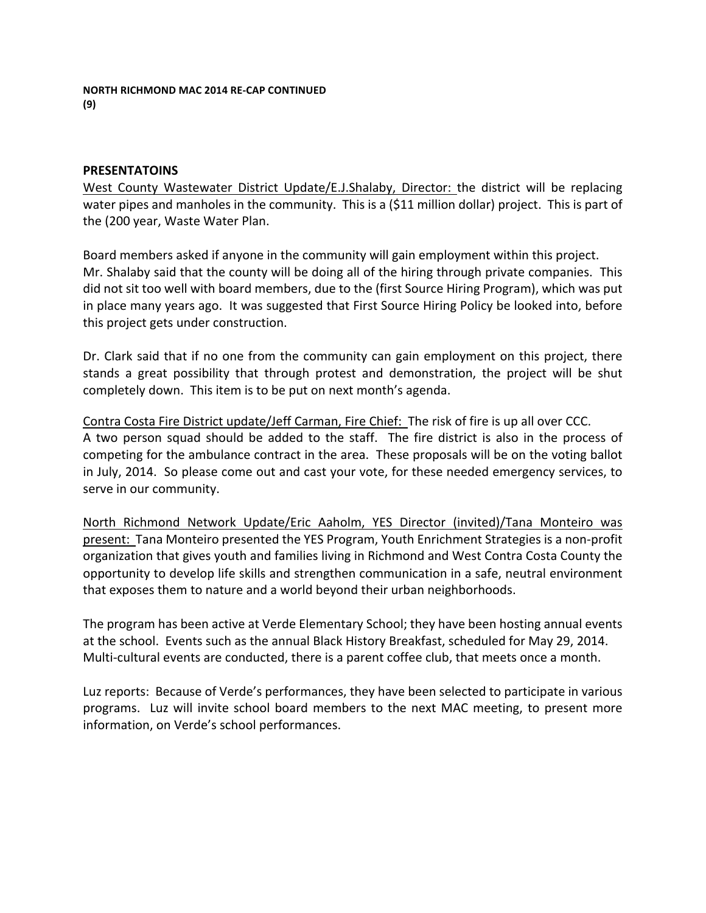**NORTH RICHMOND MAC 2014 RE-CAP CONTINUED**
**(9)**

## PRESENTATOINS

West County Wastewater District Update/E.J.Shalaby, Director: the district will be replacing water pipes and manholes in the community. This is a ($11 million dollar) project. This is part of the (200 year, Waste Water Plan.

Board members asked if anyone in the community will gain employment within this project. Mr. Shalaby said that the county will be doing all of the hiring through private companies. This did not sit too well with board members, due to the (first Source Hiring Program), which was put in place many years ago. It was suggested that First Source Hiring Policy be looked into, before this project gets under construction.

Dr. Clark said that if no one from the community can gain employment on this project, there stands a great possibility that through protest and demonstration, the project will be shut completely down. This item is to be put on next month's agenda.

Contra Costa Fire District update/Jeff Carman, Fire Chief: The risk of fire is up all over CCC. A two person squad should be added to the staff. The fire district is also in the process of competing for the ambulance contract in the area. These proposals will be on the voting ballot in July, 2014. So please come out and cast your vote, for these needed emergency services, to serve in our community.

North Richmond Network Update/Eric Aaholm, YES Director (invited)/Tana Monteiro was present: Tana Monteiro presented the YES Program, Youth Enrichment Strategies is a non-profit organization that gives youth and families living in Richmond and West Contra Costa County the opportunity to develop life skills and strengthen communication in a safe, neutral environment that exposes them to nature and a world beyond their urban neighborhoods.

The program has been active at Verde Elementary School; they have been hosting annual events at the school. Events such as the annual Black History Breakfast, scheduled for May 29, 2014. Multi-cultural events are conducted, there is a parent coffee club, that meets once a month.

Luz reports: Because of Verde's performances, they have been selected to participate in various programs. Luz will invite school board members to the next MAC meeting, to present more information, on Verde's school performances.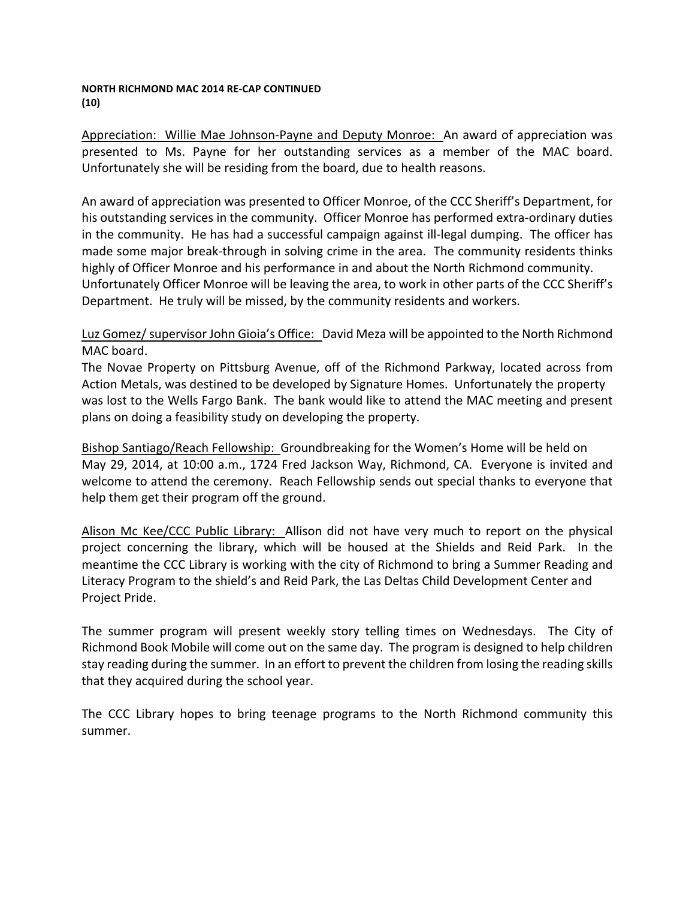**NORTH RICHMOND MAC 2014 RE-CAP CONTINUED**
**(10)**

Appreciation: Willie Mae Johnson-Payne and Deputy Monroe: An award of appreciation was presented to Ms. Payne for her outstanding services as a member of the MAC board. Unfortunately she will be residing from the board, due to health reasons.

An award of appreciation was presented to Officer Monroe, of the CCC Sheriff's Department, for his outstanding services in the community. Officer Monroe has performed extra-ordinary duties in the community. He has had a successful campaign against ill-legal dumping. The officer has made some major break-through in solving crime in the area. The community residents thinks highly of Officer Monroe and his performance in and about the North Richmond community. Unfortunately Officer Monroe will be leaving the area, to work in other parts of the CCC Sheriff's Department. He truly will be missed, by the community residents and workers.

Luz Gomez/ supervisor John Gioia's Office: David Meza will be appointed to the North Richmond MAC board.
The Novae Property on Pittsburg Avenue, off of the Richmond Parkway, located across from Action Metals, was destined to be developed by Signature Homes. Unfortunately the property was lost to the Wells Fargo Bank. The bank would like to attend the MAC meeting and present plans on doing a feasibility study on developing the property.

Bishop Santiago/Reach Fellowship: Groundbreaking for the Women's Home will be held on May 29, 2014, at 10:00 a.m., 1724 Fred Jackson Way, Richmond, CA. Everyone is invited and welcome to attend the ceremony. Reach Fellowship sends out special thanks to everyone that help them get their program off the ground.

Alison Mc Kee/CCC Public Library: Allison did not have very much to report on the physical project concerning the library, which will be housed at the Shields and Reid Park. In the meantime the CCC Library is working with the city of Richmond to bring a Summer Reading and Literacy Program to the shield's and Reid Park, the Las Deltas Child Development Center and Project Pride.

The summer program will present weekly story telling times on Wednesdays. The City of Richmond Book Mobile will come out on the same day. The program is designed to help children stay reading during the summer. In an effort to prevent the children from losing the reading skills that they acquired during the school year.

The CCC Library hopes to bring teenage programs to the North Richmond community this summer.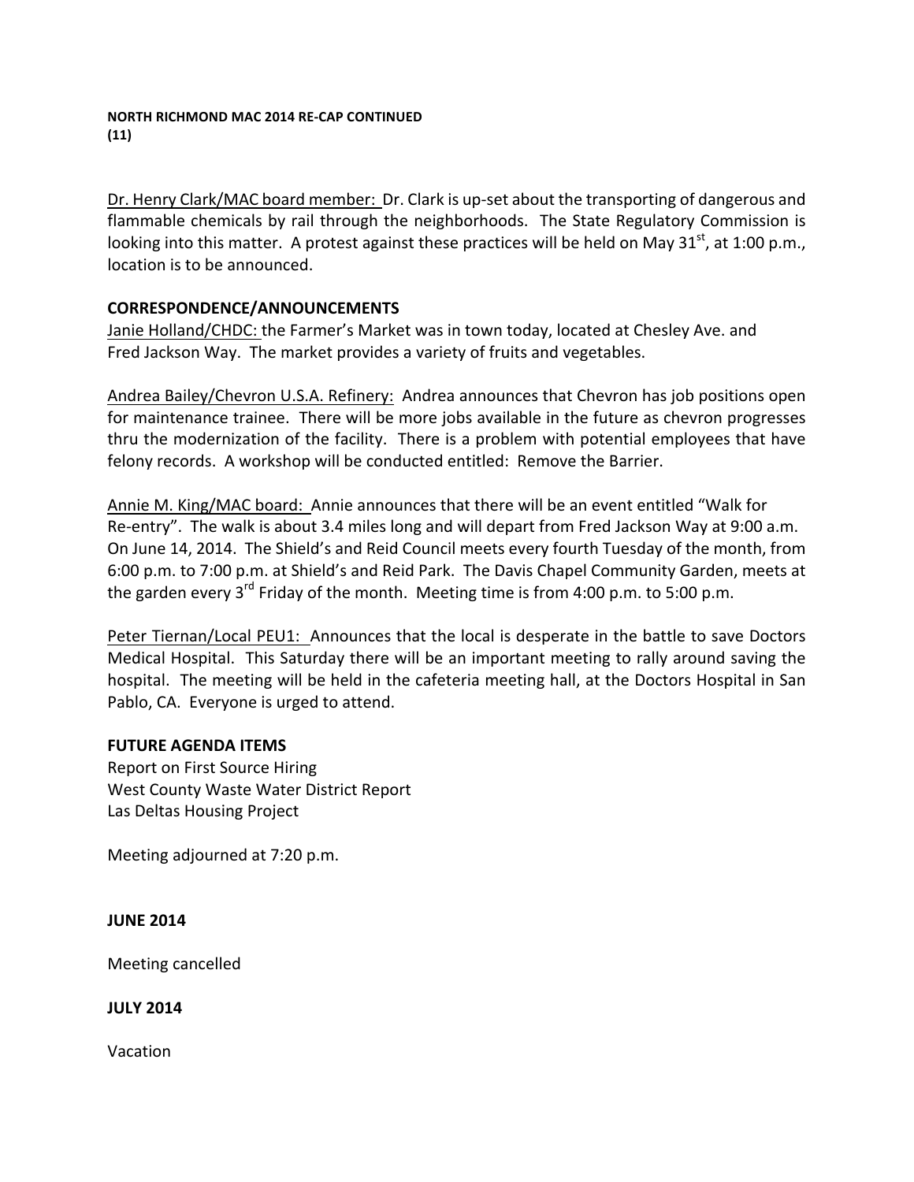**NORTH RICHMOND MAC 2014 RE-CAP CONTINUED**
**(11)**

Dr. Henry Clark/MAC board member: Dr. Clark is up-set about the transporting of dangerous and flammable chemicals by rail through the neighborhoods. The State Regulatory Commission is looking into this matter. A protest against these practices will be held on May 31st, at 1:00 p.m., location is to be announced.

**CORRESPONDENCE/ANNOUNCEMENTS**

Janie Holland/CHDC: the Farmer's Market was in town today, located at Chesley Ave. and Fred Jackson Way. The market provides a variety of fruits and vegetables.

Andrea Bailey/Chevron U.S.A. Refinery: Andrea announces that Chevron has job positions open for maintenance trainee. There will be more jobs available in the future as chevron progresses thru the modernization of the facility. There is a problem with potential employees that have felony records. A workshop will be conducted entitled: Remove the Barrier.

Annie M. King/MAC board: Annie announces that there will be an event entitled "Walk for Re-entry". The walk is about 3.4 miles long and will depart from Fred Jackson Way at 9:00 a.m. On June 14, 2014. The Shield's and Reid Council meets every fourth Tuesday of the month, from 6:00 p.m. to 7:00 p.m. at Shield's and Reid Park. The Davis Chapel Community Garden, meets at the garden every 3rd Friday of the month. Meeting time is from 4:00 p.m. to 5:00 p.m.

Peter Tiernan/Local PEU1: Announces that the local is desperate in the battle to save Doctors Medical Hospital. This Saturday there will be an important meeting to rally around saving the hospital. The meeting will be held in the cafeteria meeting hall, at the Doctors Hospital in San Pablo, CA. Everyone is urged to attend.

**FUTURE AGENDA ITEMS**

Report on First Source Hiring
West County Waste Water District Report
Las Deltas Housing Project

Meeting adjourned at 7:20 p.m.

**JUNE 2014**

Meeting cancelled

**JULY 2014**

Vacation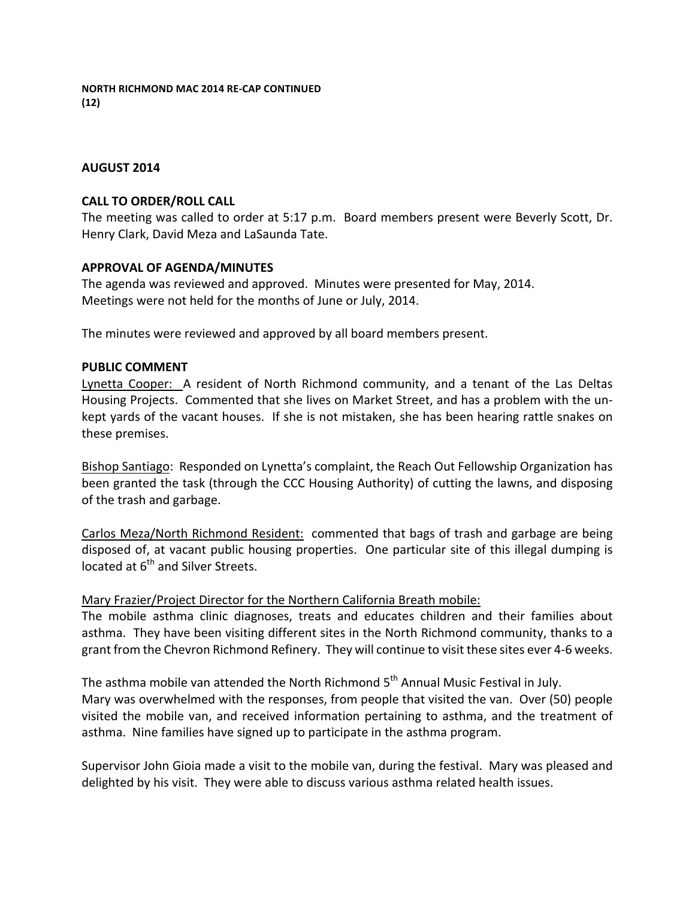**NORTH RICHMOND MAC 2014 RE-CAP CONTINUED**
**(12)**

## AUGUST 2014

### CALL TO ORDER/ROLL CALL

The meeting was called to order at 5:17 p.m. Board members present were Beverly Scott, Dr. Henry Clark, David Meza and LaSaunda Tate.

### APPROVAL OF AGENDA/MINUTES

The agenda was reviewed and approved. Minutes were presented for May, 2014. Meetings were not held for the months of June or July, 2014.

The minutes were reviewed and approved by all board members present.

### PUBLIC COMMENT

Lynetta Cooper: A resident of North Richmond community, and a tenant of the Las Deltas Housing Projects. Commented that she lives on Market Street, and has a problem with the un-kept yards of the vacant houses. If she is not mistaken, she has been hearing rattle snakes on these premises.

Bishop Santiago: Responded on Lynetta's complaint, the Reach Out Fellowship Organization has been granted the task (through the CCC Housing Authority) of cutting the lawns, and disposing of the trash and garbage.

Carlos Meza/North Richmond Resident: commented that bags of trash and garbage are being disposed of, at vacant public housing properties. One particular site of this illegal dumping is located at 6th and Silver Streets.

Mary Frazier/Project Director for the Northern California Breath mobile:
The mobile asthma clinic diagnoses, treats and educates children and their families about asthma. They have been visiting different sites in the North Richmond community, thanks to a grant from the Chevron Richmond Refinery. They will continue to visit these sites ever 4-6 weeks.

The asthma mobile van attended the North Richmond 5th Annual Music Festival in July.
Mary was overwhelmed with the responses, from people that visited the van. Over (50) people visited the mobile van, and received information pertaining to asthma, and the treatment of asthma. Nine families have signed up to participate in the asthma program.

Supervisor John Gioia made a visit to the mobile van, during the festival. Mary was pleased and delighted by his visit. They were able to discuss various asthma related health issues.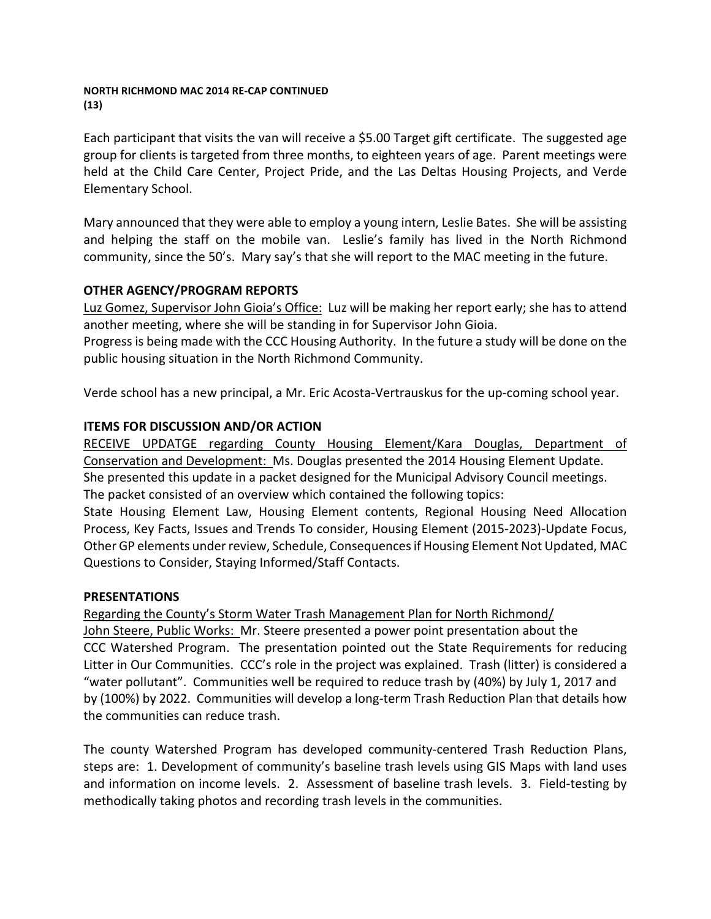**NORTH RICHMOND MAC 2014 RE-CAP CONTINUED**
**(13)**

Each participant that visits the van will receive a $5.00 Target gift certificate. The suggested age group for clients is targeted from three months, to eighteen years of age. Parent meetings were held at the Child Care Center, Project Pride, and the Las Deltas Housing Projects, and Verde Elementary School.

Mary announced that they were able to employ a young intern, Leslie Bates. She will be assisting and helping the staff on the mobile van. Leslie's family has lived in the North Richmond community, since the 50's. Mary say's that she will report to the MAC meeting in the future.

## OTHER AGENCY/PROGRAM REPORTS

Luz Gomez, Supervisor John Gioia's Office: Luz will be making her report early; she has to attend another meeting, where she will be standing in for Supervisor John Gioia.
Progress is being made with the CCC Housing Authority. In the future a study will be done on the public housing situation in the North Richmond Community.

Verde school has a new principal, a Mr. Eric Acosta-Vertrauskus for the up-coming school year.

## ITEMS FOR DISCUSSION AND/OR ACTION

RECEIVE UPDATGE regarding County Housing Element/Kara Douglas, Department of Conservation and Development: Ms. Douglas presented the 2014 Housing Element Update. She presented this update in a packet designed for the Municipal Advisory Council meetings. The packet consisted of an overview which contained the following topics:
State Housing Element Law, Housing Element contents, Regional Housing Need Allocation Process, Key Facts, Issues and Trends To consider, Housing Element (2015-2023)-Update Focus, Other GP elements under review, Schedule, Consequences if Housing Element Not Updated, MAC Questions to Consider, Staying Informed/Staff Contacts.

## PRESENTATIONS

Regarding the County's Storm Water Trash Management Plan for North Richmond/
John Steere, Public Works: Mr. Steere presented a power point presentation about the CCC Watershed Program. The presentation pointed out the State Requirements for reducing Litter in Our Communities. CCC's role in the project was explained. Trash (litter) is considered a "water pollutant". Communities well be required to reduce trash by (40%) by July 1, 2017 and by (100%) by 2022. Communities will develop a long-term Trash Reduction Plan that details how the communities can reduce trash.

The county Watershed Program has developed community-centered Trash Reduction Plans, steps are: 1. Development of community's baseline trash levels using GIS Maps with land uses and information on income levels. 2. Assessment of baseline trash levels. 3. Field-testing by methodically taking photos and recording trash levels in the communities.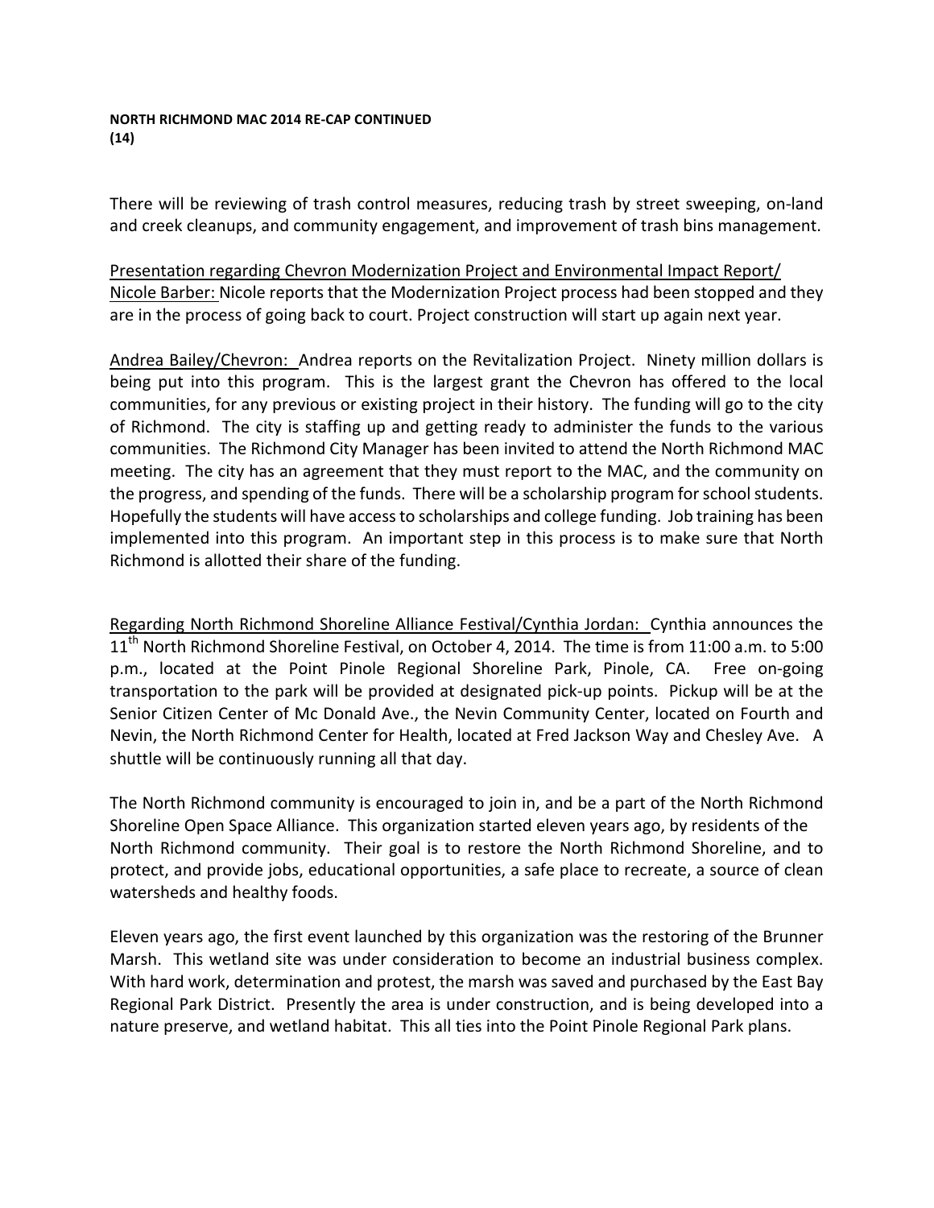**NORTH RICHMOND MAC 2014 RE-CAP CONTINUED**
**(14)**

There will be reviewing of trash control measures, reducing trash by street sweeping, on-land and creek cleanups, and community engagement, and improvement of trash bins management.

<u>Presentation regarding Chevron Modernization Project and Environmental Impact Report/ Nicole Barber:</u> Nicole reports that the Modernization Project process had been stopped and they are in the process of going back to court. Project construction will start up again next year.

<u>Andrea Bailey/Chevron:</u> Andrea reports on the Revitalization Project. Ninety million dollars is being put into this program. This is the largest grant the Chevron has offered to the local communities, for any previous or existing project in their history. The funding will go to the city of Richmond. The city is staffing up and getting ready to administer the funds to the various communities. The Richmond City Manager has been invited to attend the North Richmond MAC meeting. The city has an agreement that they must report to the MAC, and the community on the progress, and spending of the funds. There will be a scholarship program for school students. Hopefully the students will have access to scholarships and college funding. Job training has been implemented into this program. An important step in this process is to make sure that North Richmond is allotted their share of the funding.

<u>Regarding North Richmond Shoreline Alliance Festival/Cynthia Jordan:</u> Cynthia announces the 11th North Richmond Shoreline Festival, on October 4, 2014. The time is from 11:00 a.m. to 5:00 p.m., located at the Point Pinole Regional Shoreline Park, Pinole, CA. Free on-going transportation to the park will be provided at designated pick-up points. Pickup will be at the Senior Citizen Center of Mc Donald Ave., the Nevin Community Center, located on Fourth and Nevin, the North Richmond Center for Health, located at Fred Jackson Way and Chesley Ave. A shuttle will be continuously running all that day.

The North Richmond community is encouraged to join in, and be a part of the North Richmond Shoreline Open Space Alliance. This organization started eleven years ago, by residents of the North Richmond community. Their goal is to restore the North Richmond Shoreline, and to protect, and provide jobs, educational opportunities, a safe place to recreate, a source of clean watersheds and healthy foods.

Eleven years ago, the first event launched by this organization was the restoring of the Brunner Marsh. This wetland site was under consideration to become an industrial business complex. With hard work, determination and protest, the marsh was saved and purchased by the East Bay Regional Park District. Presently the area is under construction, and is being developed into a nature preserve, and wetland habitat. This all ties into the Point Pinole Regional Park plans.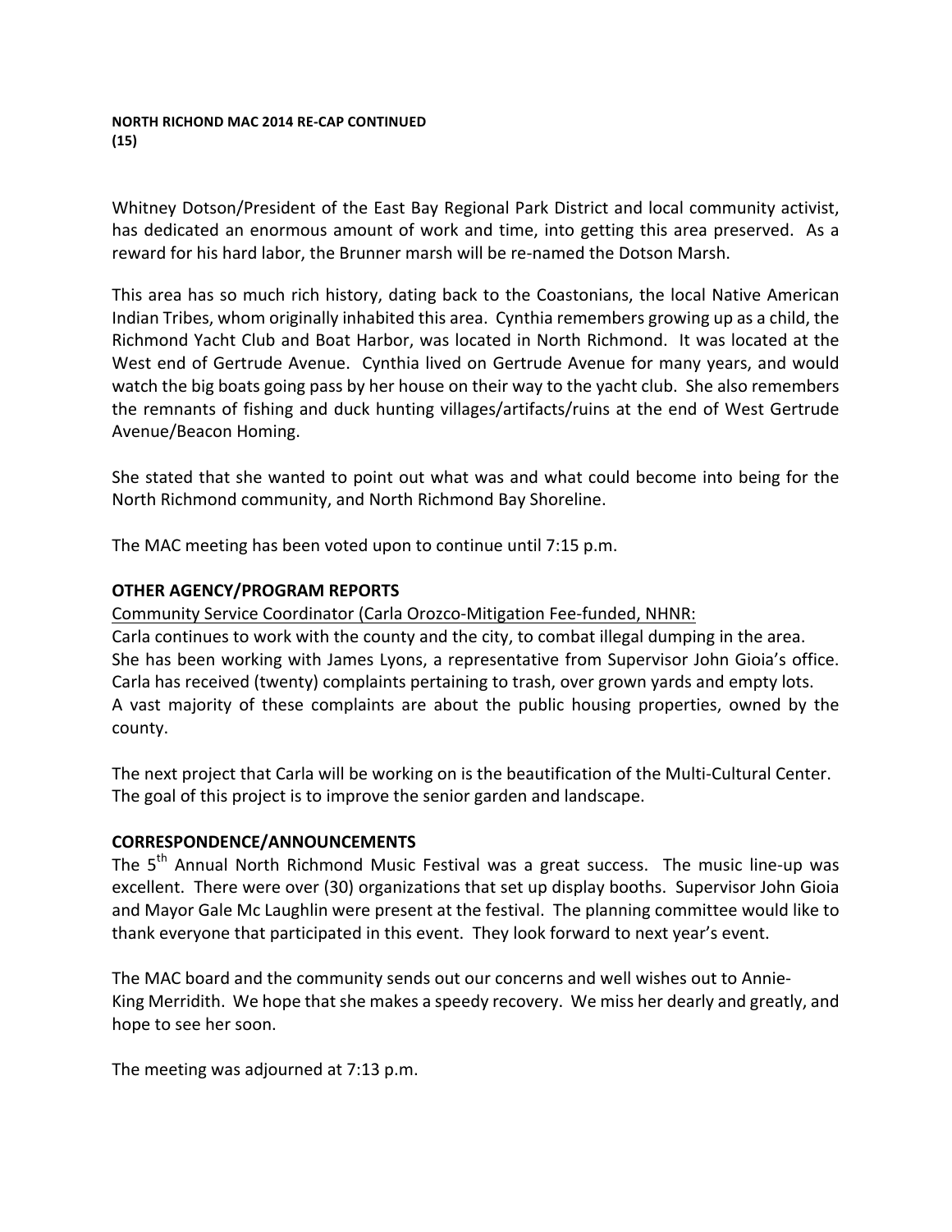**NORTH RICHOND MAC 2014 RE-CAP CONTINUED**
**(15)**

Whitney Dotson/President of the East Bay Regional Park District and local community activist, has dedicated an enormous amount of work and time, into getting this area preserved. As a reward for his hard labor, the Brunner marsh will be re-named the Dotson Marsh.

This area has so much rich history, dating back to the Coastonians, the local Native American Indian Tribes, whom originally inhabited this area. Cynthia remembers growing up as a child, the Richmond Yacht Club and Boat Harbor, was located in North Richmond. It was located at the West end of Gertrude Avenue. Cynthia lived on Gertrude Avenue for many years, and would watch the big boats going pass by her house on their way to the yacht club. She also remembers the remnants of fishing and duck hunting villages/artifacts/ruins at the end of West Gertrude Avenue/Beacon Homing.

She stated that she wanted to point out what was and what could become into being for the North Richmond community, and North Richmond Bay Shoreline.

The MAC meeting has been voted upon to continue until 7:15 p.m.

**OTHER AGENCY/PROGRAM REPORTS**

Community Service Coordinator (Carla Orozco-Mitigation Fee-funded, NHNR:

Carla continues to work with the county and the city, to combat illegal dumping in the area. She has been working with James Lyons, a representative from Supervisor John Gioia's office. Carla has received (twenty) complaints pertaining to trash, over grown yards and empty lots. A vast majority of these complaints are about the public housing properties, owned by the county.

The next project that Carla will be working on is the beautification of the Multi-Cultural Center. The goal of this project is to improve the senior garden and landscape.

**CORRESPONDENCE/ANNOUNCEMENTS**

The 5th Annual North Richmond Music Festival was a great success. The music line-up was excellent. There were over (30) organizations that set up display booths. Supervisor John Gioia and Mayor Gale Mc Laughlin were present at the festival. The planning committee would like to thank everyone that participated in this event. They look forward to next year's event.

The MAC board and the community sends out our concerns and well wishes out to Annie-King Merridith. We hope that she makes a speedy recovery. We miss her dearly and greatly, and hope to see her soon.

The meeting was adjourned at 7:13 p.m.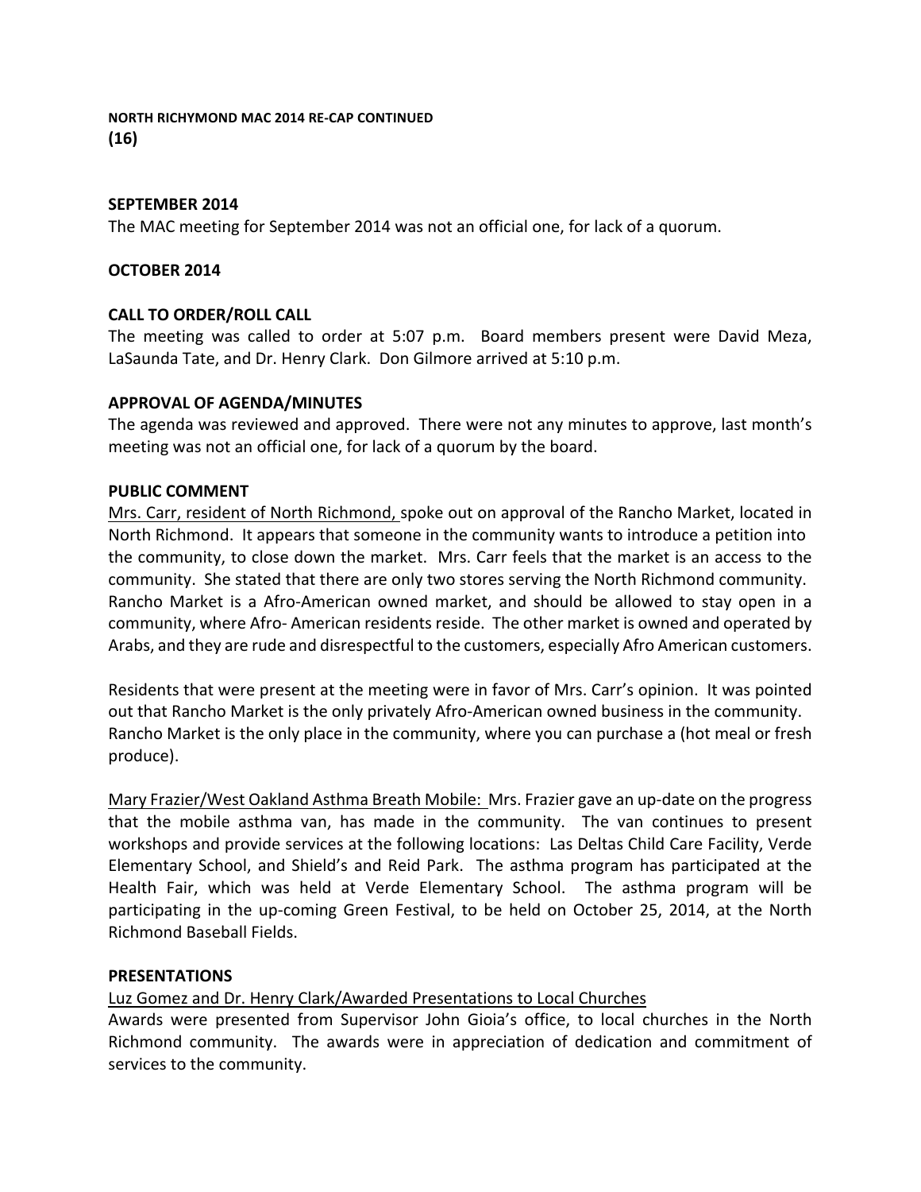**NORTH RICHYMOND MAC 2014 RE-CAP CONTINUED**
**(16)**

**SEPTEMBER 2014**

The MAC meeting for September 2014 was not an official one, for lack of a quorum.

**OCTOBER 2014**

**CALL TO ORDER/ROLL CALL**

The meeting was called to order at 5:07 p.m. Board members present were David Meza, LaSaunda Tate, and Dr. Henry Clark. Don Gilmore arrived at 5:10 p.m.

**APPROVAL OF AGENDA/MINUTES**

The agenda was reviewed and approved. There were not any minutes to approve, last month's meeting was not an official one, for lack of a quorum by the board.

**PUBLIC COMMENT**

Mrs. Carr, resident of North Richmond, spoke out on approval of the Rancho Market, located in North Richmond. It appears that someone in the community wants to introduce a petition into the community, to close down the market. Mrs. Carr feels that the market is an access to the community. She stated that there are only two stores serving the North Richmond community. Rancho Market is a Afro-American owned market, and should be allowed to stay open in a community, where Afro- American residents reside. The other market is owned and operated by Arabs, and they are rude and disrespectful to the customers, especially Afro American customers.

Residents that were present at the meeting were in favor of Mrs. Carr's opinion. It was pointed out that Rancho Market is the only privately Afro-American owned business in the community. Rancho Market is the only place in the community, where you can purchase a (hot meal or fresh produce).

Mary Frazier/West Oakland Asthma Breath Mobile: Mrs. Frazier gave an up-date on the progress that the mobile asthma van, has made in the community. The van continues to present workshops and provide services at the following locations: Las Deltas Child Care Facility, Verde Elementary School, and Shield's and Reid Park. The asthma program has participated at the Health Fair, which was held at Verde Elementary School. The asthma program will be participating in the up-coming Green Festival, to be held on October 25, 2014, at the North Richmond Baseball Fields.

**PRESENTATIONS**

Luz Gomez and Dr. Henry Clark/Awarded Presentations to Local Churches

Awards were presented from Supervisor John Gioia's office, to local churches in the North Richmond community. The awards were in appreciation of dedication and commitment of services to the community.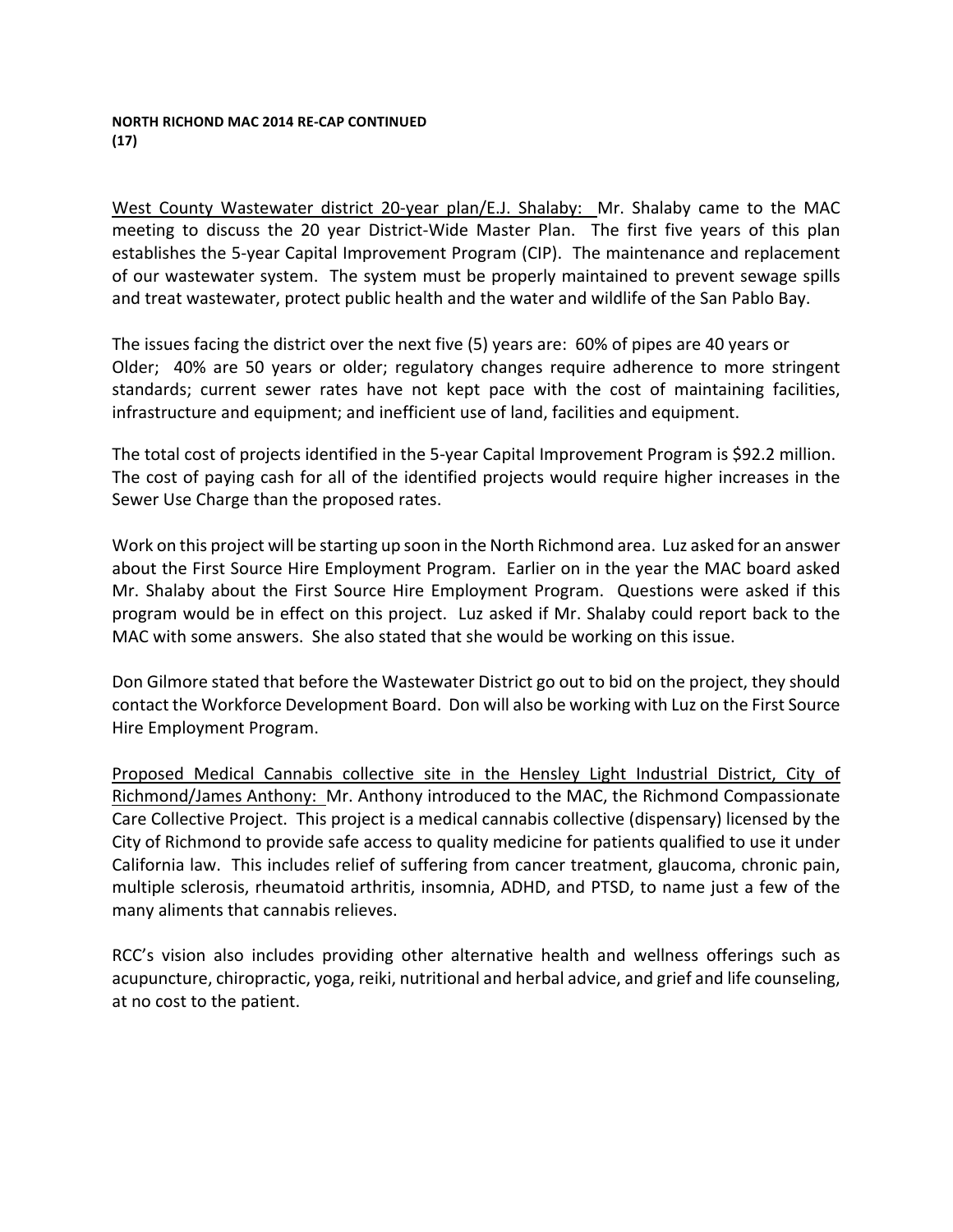**NORTH RICHOND MAC 2014 RE-CAP CONTINUED**
**(17)**

West County Wastewater district 20-year plan/E.J. Shalaby: Mr. Shalaby came to the MAC meeting to discuss the 20 year District-Wide Master Plan. The first five years of this plan establishes the 5-year Capital Improvement Program (CIP). The maintenance and replacement of our wastewater system. The system must be properly maintained to prevent sewage spills and treat wastewater, protect public health and the water and wildlife of the San Pablo Bay.

The issues facing the district over the next five (5) years are: 60% of pipes are 40 years or Older; 40% are 50 years or older; regulatory changes require adherence to more stringent standards; current sewer rates have not kept pace with the cost of maintaining facilities, infrastructure and equipment; and inefficient use of land, facilities and equipment.

The total cost of projects identified in the 5-year Capital Improvement Program is $92.2 million. The cost of paying cash for all of the identified projects would require higher increases in the Sewer Use Charge than the proposed rates.

Work on this project will be starting up soon in the North Richmond area. Luz asked for an answer about the First Source Hire Employment Program. Earlier on in the year the MAC board asked Mr. Shalaby about the First Source Hire Employment Program. Questions were asked if this program would be in effect on this project. Luz asked if Mr. Shalaby could report back to the MAC with some answers. She also stated that she would be working on this issue.

Don Gilmore stated that before the Wastewater District go out to bid on the project, they should contact the Workforce Development Board. Don will also be working with Luz on the First Source Hire Employment Program.

Proposed Medical Cannabis collective site in the Hensley Light Industrial District, City of Richmond/James Anthony: Mr. Anthony introduced to the MAC, the Richmond Compassionate Care Collective Project. This project is a medical cannabis collective (dispensary) licensed by the City of Richmond to provide safe access to quality medicine for patients qualified to use it under California law. This includes relief of suffering from cancer treatment, glaucoma, chronic pain, multiple sclerosis, rheumatoid arthritis, insomnia, ADHD, and PTSD, to name just a few of the many aliments that cannabis relieves.

RCC's vision also includes providing other alternative health and wellness offerings such as acupuncture, chiropractic, yoga, reiki, nutritional and herbal advice, and grief and life counseling, at no cost to the patient.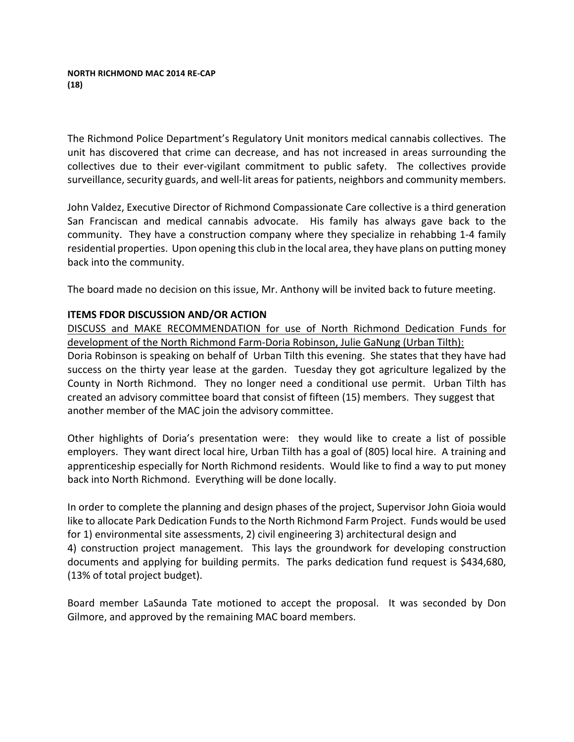**NORTH RICHMOND MAC 2014 RE-CAP**
**(18)**

The Richmond Police Department's Regulatory Unit monitors medical cannabis collectives. The unit has discovered that crime can decrease, and has not increased in areas surrounding the collectives due to their ever-vigilant commitment to public safety. The collectives provide surveillance, security guards, and well-lit areas for patients, neighbors and community members.

John Valdez, Executive Director of Richmond Compassionate Care collective is a third generation San Franciscan and medical cannabis advocate. His family has always gave back to the community. They have a construction company where they specialize in rehabbing 1-4 family residential properties. Upon opening this club in the local area, they have plans on putting money back into the community.

The board made no decision on this issue, Mr. Anthony will be invited back to future meeting.

**ITEMS FDOR DISCUSSION AND/OR ACTION**

<u>DISCUSS and MAKE RECOMMENDATION for use of North Richmond Dedication Funds for development of the North Richmond Farm-Doria Robinson, Julie GaNung (Urban Tilth):</u>
Doria Robinson is speaking on behalf of Urban Tilth this evening. She states that they have had success on the thirty year lease at the garden. Tuesday they got agriculture legalized by the County in North Richmond. They no longer need a conditional use permit. Urban Tilth has created an advisory committee board that consist of fifteen (15) members. They suggest that another member of the MAC join the advisory committee.

Other highlights of Doria's presentation were: they would like to create a list of possible employers. They want direct local hire, Urban Tilth has a goal of (805) local hire. A training and apprenticeship especially for North Richmond residents. Would like to find a way to put money back into North Richmond. Everything will be done locally.

In order to complete the planning and design phases of the project, Supervisor John Gioia would like to allocate Park Dedication Funds to the North Richmond Farm Project. Funds would be used for 1) environmental site assessments, 2) civil engineering 3) architectural design and 4) construction project management. This lays the groundwork for developing construction documents and applying for building permits. The parks dedication fund request is $434,680, (13% of total project budget).

Board member LaSaunda Tate motioned to accept the proposal. It was seconded by Don Gilmore, and approved by the remaining MAC board members.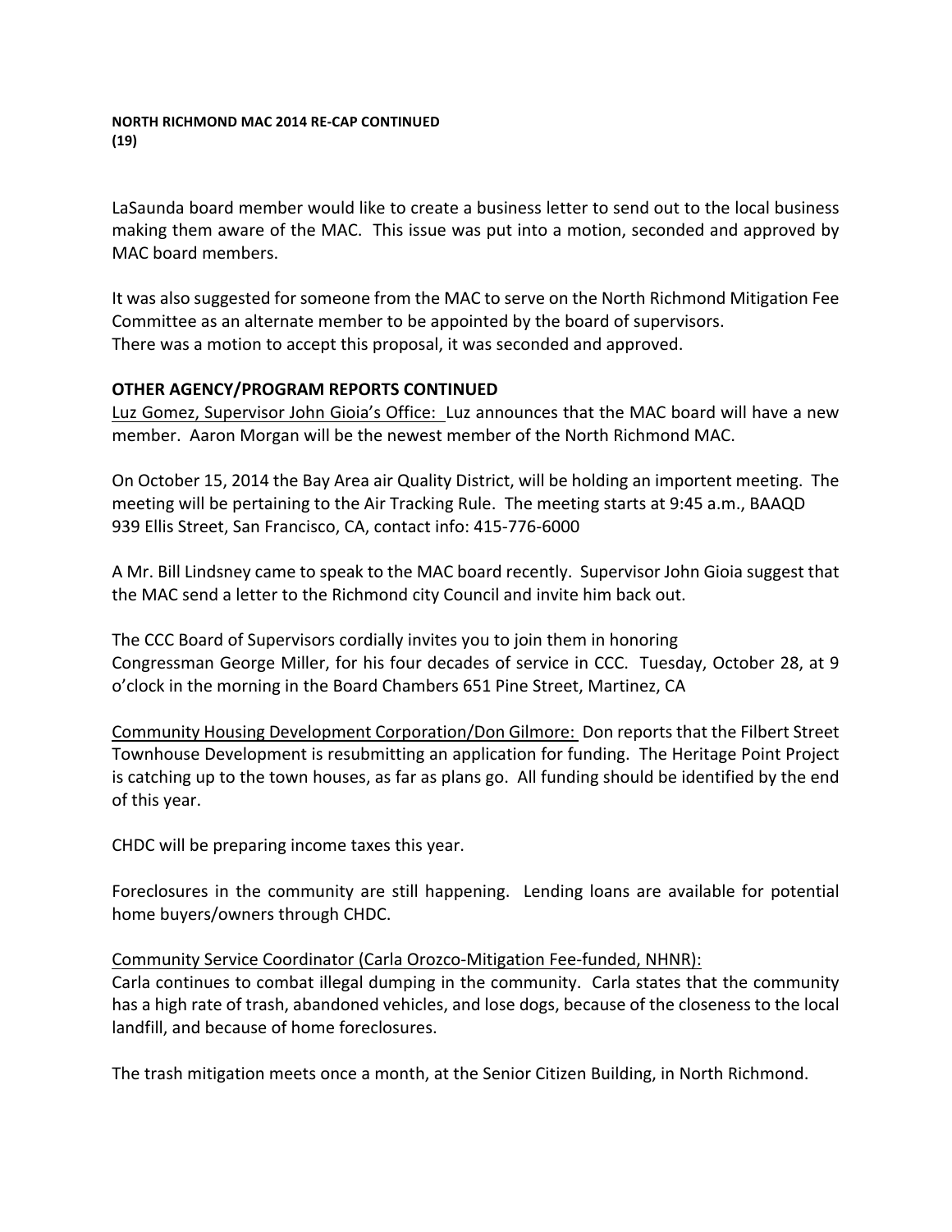**NORTH RICHMOND MAC 2014 RE-CAP CONTINUED**
**(19)**

LaSaunda board member would like to create a business letter to send out to the local business making them aware of the MAC. This issue was put into a motion, seconded and approved by MAC board members.

It was also suggested for someone from the MAC to serve on the North Richmond Mitigation Fee Committee as an alternate member to be appointed by the board of supervisors.
There was a motion to accept this proposal, it was seconded and approved.

**OTHER AGENCY/PROGRAM REPORTS CONTINUED**

Luz Gomez, Supervisor John Gioia's Office: Luz announces that the MAC board will have a new member. Aaron Morgan will be the newest member of the North Richmond MAC.

On October 15, 2014 the Bay Area air Quality District, will be holding an importent meeting. The meeting will be pertaining to the Air Tracking Rule. The meeting starts at 9:45 a.m., BAAQD 939 Ellis Street, San Francisco, CA, contact info: 415-776-6000

A Mr. Bill Lindsney came to speak to the MAC board recently. Supervisor John Gioia suggest that the MAC send a letter to the Richmond city Council and invite him back out.

The CCC Board of Supervisors cordially invites you to join them in honoring Congressman George Miller, for his four decades of service in CCC. Tuesday, October 28, at 9 o'clock in the morning in the Board Chambers 651 Pine Street, Martinez, CA

Community Housing Development Corporation/Don Gilmore: Don reports that the Filbert Street Townhouse Development is resubmitting an application for funding. The Heritage Point Project is catching up to the town houses, as far as plans go. All funding should be identified by the end of this year.

CHDC will be preparing income taxes this year.

Foreclosures in the community are still happening. Lending loans are available for potential home buyers/owners through CHDC.

Community Service Coordinator (Carla Orozco-Mitigation Fee-funded, NHNR):
Carla continues to combat illegal dumping in the community. Carla states that the community has a high rate of trash, abandoned vehicles, and lose dogs, because of the closeness to the local landfill, and because of home foreclosures.

The trash mitigation meets once a month, at the Senior Citizen Building, in North Richmond.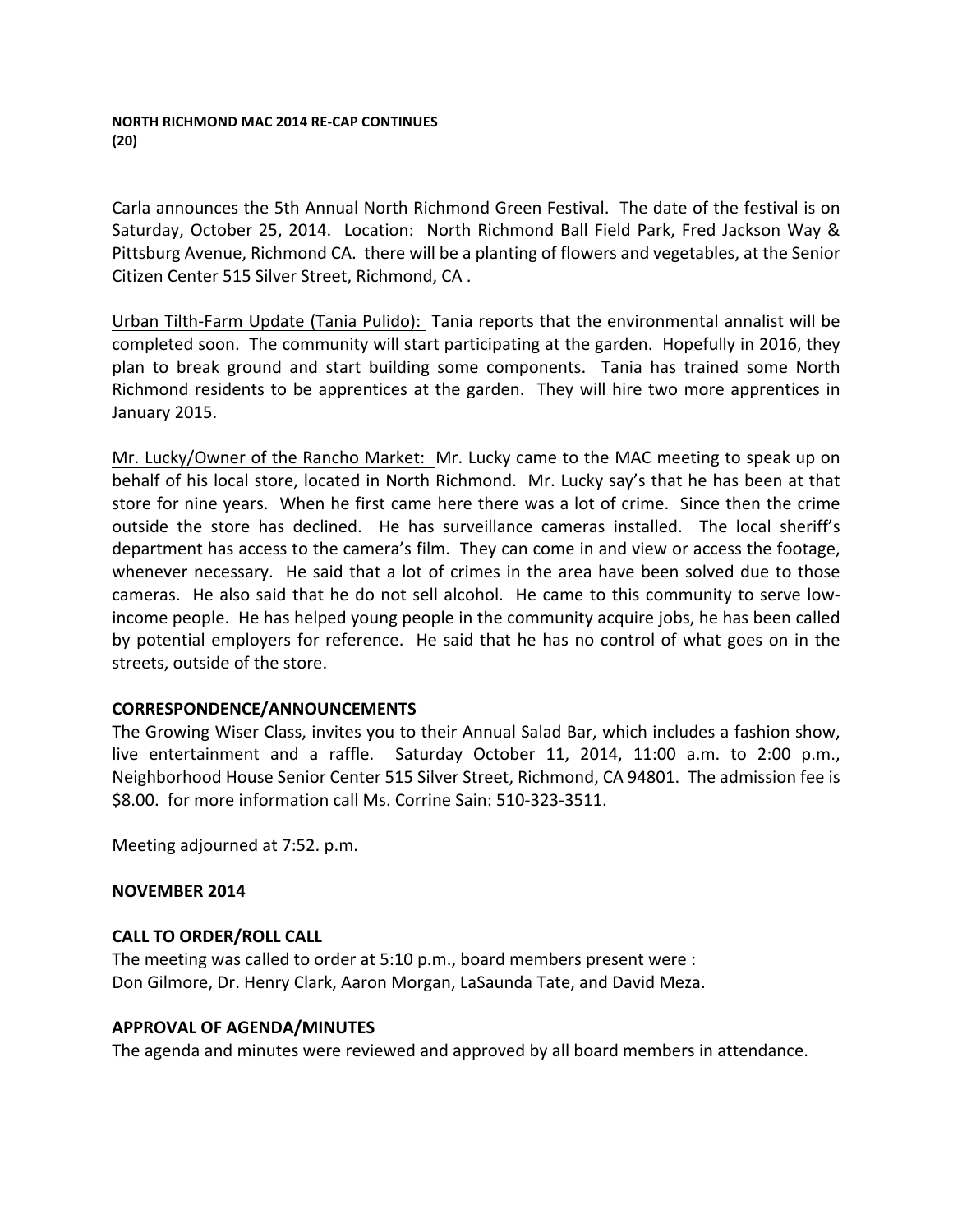**NORTH RICHMOND MAC 2014 RE-CAP CONTINUES**
**(20)**

Carla announces the 5th Annual North Richmond Green Festival. The date of the festival is on Saturday, October 25, 2014. Location: North Richmond Ball Field Park, Fred Jackson Way & Pittsburg Avenue, Richmond CA. there will be a planting of flowers and vegetables, at the Senior Citizen Center 515 Silver Street, Richmond, CA .

Urban Tilth-Farm Update (Tania Pulido): Tania reports that the environmental annalist will be completed soon. The community will start participating at the garden. Hopefully in 2016, they plan to break ground and start building some components. Tania has trained some North Richmond residents to be apprentices at the garden. They will hire two more apprentices in January 2015.

Mr. Lucky/Owner of the Rancho Market: Mr. Lucky came to the MAC meeting to speak up on behalf of his local store, located in North Richmond. Mr. Lucky say's that he has been at that store for nine years. When he first came here there was a lot of crime. Since then the crime outside the store has declined. He has surveillance cameras installed. The local sheriff's department has access to the camera's film. They can come in and view or access the footage, whenever necessary. He said that a lot of crimes in the area have been solved due to those cameras. He also said that he do not sell alcohol. He came to this community to serve low-income people. He has helped young people in the community acquire jobs, he has been called by potential employers for reference. He said that he has no control of what goes on in the streets, outside of the store.

**CORRESPONDENCE/ANNOUNCEMENTS**

The Growing Wiser Class, invites you to their Annual Salad Bar, which includes a fashion show, live entertainment and a raffle. Saturday October 11, 2014, 11:00 a.m. to 2:00 p.m., Neighborhood House Senior Center 515 Silver Street, Richmond, CA 94801. The admission fee is $8.00. for more information call Ms. Corrine Sain: 510-323-3511.

Meeting adjourned at 7:52. p.m.

**NOVEMBER 2014**

**CALL TO ORDER/ROLL CALL**

The meeting was called to order at 5:10 p.m., board members present were :
Don Gilmore, Dr. Henry Clark, Aaron Morgan, LaSaunda Tate, and David Meza.

**APPROVAL OF AGENDA/MINUTES**

The agenda and minutes were reviewed and approved by all board members in attendance.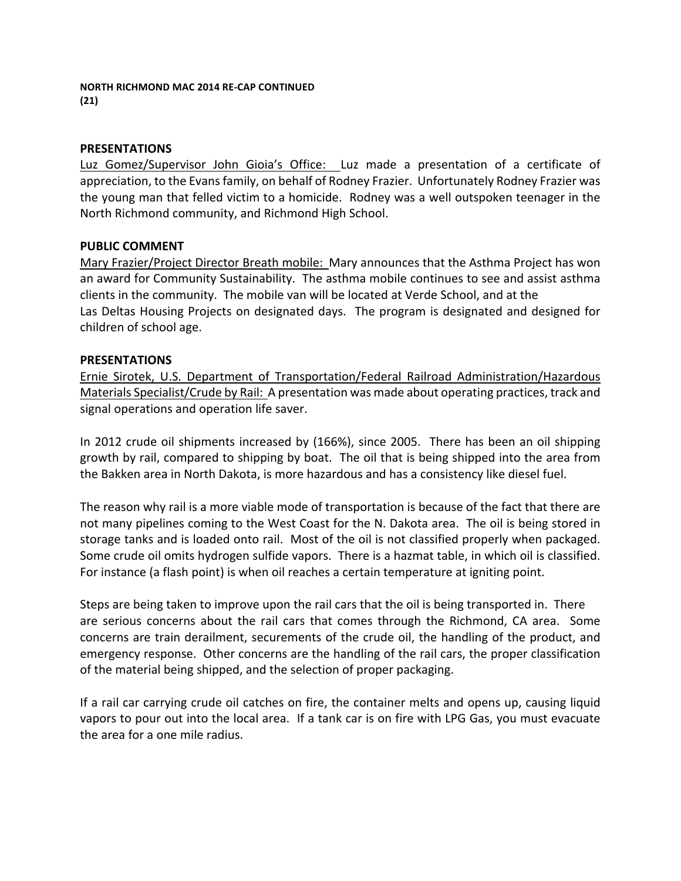**NORTH RICHMOND MAC 2014 RE-CAP CONTINUED**
**(21)**

**PRESENTATIONS**

Luz Gomez/Supervisor John Gioia's Office: Luz made a presentation of a certificate of appreciation, to the Evans family, on behalf of Rodney Frazier. Unfortunately Rodney Frazier was the young man that felled victim to a homicide. Rodney was a well outspoken teenager in the North Richmond community, and Richmond High School.

**PUBLIC COMMENT**

Mary Frazier/Project Director Breath mobile: Mary announces that the Asthma Project has won an award for Community Sustainability. The asthma mobile continues to see and assist asthma clients in the community. The mobile van will be located at Verde School, and at the Las Deltas Housing Projects on designated days. The program is designated and designed for children of school age.

**PRESENTATIONS**

Ernie Sirotek, U.S. Department of Transportation/Federal Railroad Administration/Hazardous Materials Specialist/Crude by Rail: A presentation was made about operating practices, track and signal operations and operation life saver.

In 2012 crude oil shipments increased by (166%), since 2005. There has been an oil shipping growth by rail, compared to shipping by boat. The oil that is being shipped into the area from the Bakken area in North Dakota, is more hazardous and has a consistency like diesel fuel.

The reason why rail is a more viable mode of transportation is because of the fact that there are not many pipelines coming to the West Coast for the N. Dakota area. The oil is being stored in storage tanks and is loaded onto rail. Most of the oil is not classified properly when packaged. Some crude oil omits hydrogen sulfide vapors. There is a hazmat table, in which oil is classified. For instance (a flash point) is when oil reaches a certain temperature at igniting point.

Steps are being taken to improve upon the rail cars that the oil is being transported in. There are serious concerns about the rail cars that comes through the Richmond, CA area. Some concerns are train derailment, securements of the crude oil, the handling of the product, and emergency response. Other concerns are the handling of the rail cars, the proper classification of the material being shipped, and the selection of proper packaging.

If a rail car carrying crude oil catches on fire, the container melts and opens up, causing liquid vapors to pour out into the local area. If a tank car is on fire with LPG Gas, you must evacuate the area for a one mile radius.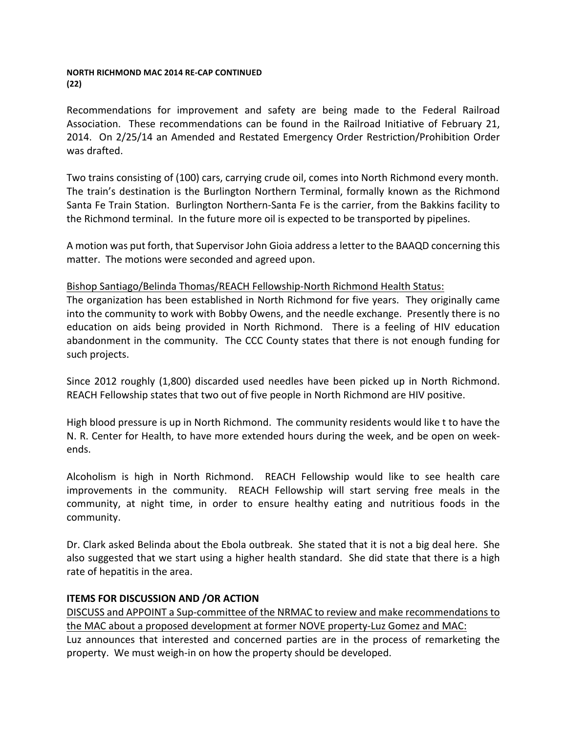**NORTH RICHMOND MAC 2014 RE-CAP CONTINUED**
**(22)**

Recommendations for improvement and safety are being made to the Federal Railroad Association. These recommendations can be found in the Railroad Initiative of February 21, 2014. On 2/25/14 an Amended and Restated Emergency Order Restriction/Prohibition Order was drafted.

Two trains consisting of (100) cars, carrying crude oil, comes into North Richmond every month. The train's destination is the Burlington Northern Terminal, formally known as the Richmond Santa Fe Train Station. Burlington Northern-Santa Fe is the carrier, from the Bakkins facility to the Richmond terminal. In the future more oil is expected to be transported by pipelines.

A motion was put forth, that Supervisor John Gioia address a letter to the BAAQD concerning this matter. The motions were seconded and agreed upon.

<u>Bishop Santiago/Belinda Thomas/REACH Fellowship-North Richmond Health Status:</u>
The organization has been established in North Richmond for five years. They originally came into the community to work with Bobby Owens, and the needle exchange. Presently there is no education on aids being provided in North Richmond. There is a feeling of HIV education abandonment in the community. The CCC County states that there is not enough funding for such projects.

Since 2012 roughly (1,800) discarded used needles have been picked up in North Richmond. REACH Fellowship states that two out of five people in North Richmond are HIV positive.

High blood pressure is up in North Richmond. The community residents would like t to have the N. R. Center for Health, to have more extended hours during the week, and be open on week-ends.

Alcoholism is high in North Richmond. REACH Fellowship would like to see health care improvements in the community. REACH Fellowship will start serving free meals in the community, at night time, in order to ensure healthy eating and nutritious foods in the community.

Dr. Clark asked Belinda about the Ebola outbreak. She stated that it is not a big deal here. She also suggested that we start using a higher health standard. She did state that there is a high rate of hepatitis in the area.

**ITEMS FOR DISCUSSION AND /OR ACTION**

<u>DISCUSS and APPOINT a Sup-committee of the NRMAC to review and make recommendations to the MAC about a proposed development at former NOVE property-Luz Gomez and MAC:</u>
Luz announces that interested and concerned parties are in the process of remarketing the property. We must weigh-in on how the property should be developed.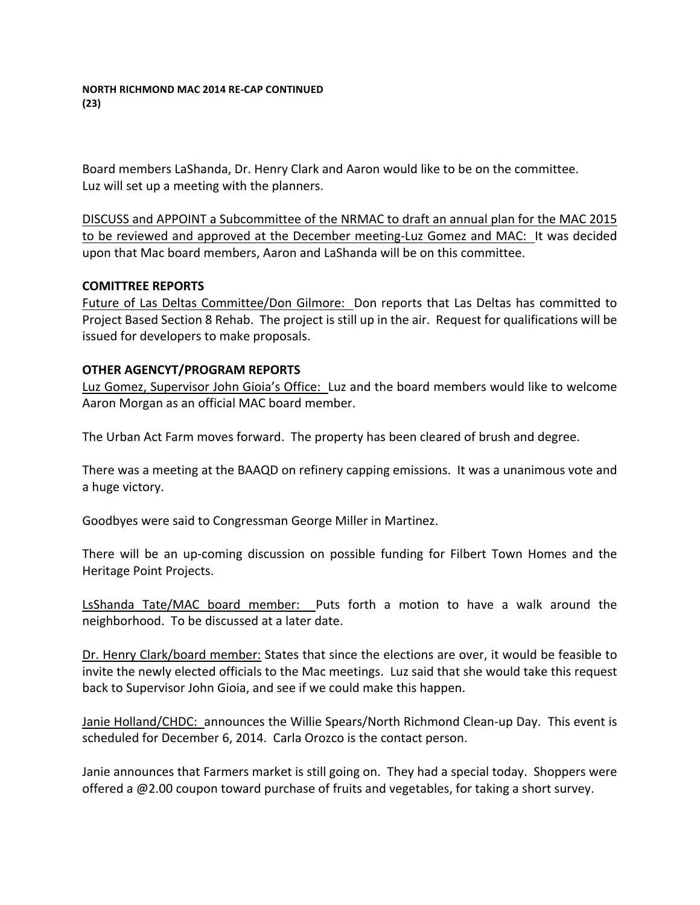**NORTH RICHMOND MAC 2014 RE-CAP CONTINUED**
**(23)**

Board members LaShanda, Dr. Henry Clark and Aaron would like to be on the committee. Luz will set up a meeting with the planners.

<u>DISCUSS and APPOINT a Subcommittee of the NRMAC to draft an annual plan for the MAC 2015 to be reviewed and approved at the December meeting-Luz Gomez and MAC:</u> It was decided upon that Mac board members, Aaron and LaShanda will be on this committee.

**COMITTREE REPORTS**

<u>Future of Las Deltas Committee/Don Gilmore:</u> Don reports that Las Deltas has committed to Project Based Section 8 Rehab. The project is still up in the air. Request for qualifications will be issued for developers to make proposals.

**OTHER AGENCYT/PROGRAM REPORTS**

<u>Luz Gomez, Supervisor John Gioia's Office:</u> Luz and the board members would like to welcome Aaron Morgan as an official MAC board member.

The Urban Act Farm moves forward. The property has been cleared of brush and degree.

There was a meeting at the BAAQD on refinery capping emissions. It was a unanimous vote and a huge victory.

Goodbyes were said to Congressman George Miller in Martinez.

There will be an up-coming discussion on possible funding for Filbert Town Homes and the Heritage Point Projects.

<u>LsShanda Tate/MAC board member:</u> Puts forth a motion to have a walk around the neighborhood. To be discussed at a later date.

<u>Dr. Henry Clark/board member:</u> States that since the elections are over, it would be feasible to invite the newly elected officials to the Mac meetings. Luz said that she would take this request back to Supervisor John Gioia, and see if we could make this happen.

<u>Janie Holland/CHDC:</u> announces the Willie Spears/North Richmond Clean-up Day. This event is scheduled for December 6, 2014. Carla Orozco is the contact person.

Janie announces that Farmers market is still going on. They had a special today. Shoppers were offered a @2.00 coupon toward purchase of fruits and vegetables, for taking a short survey.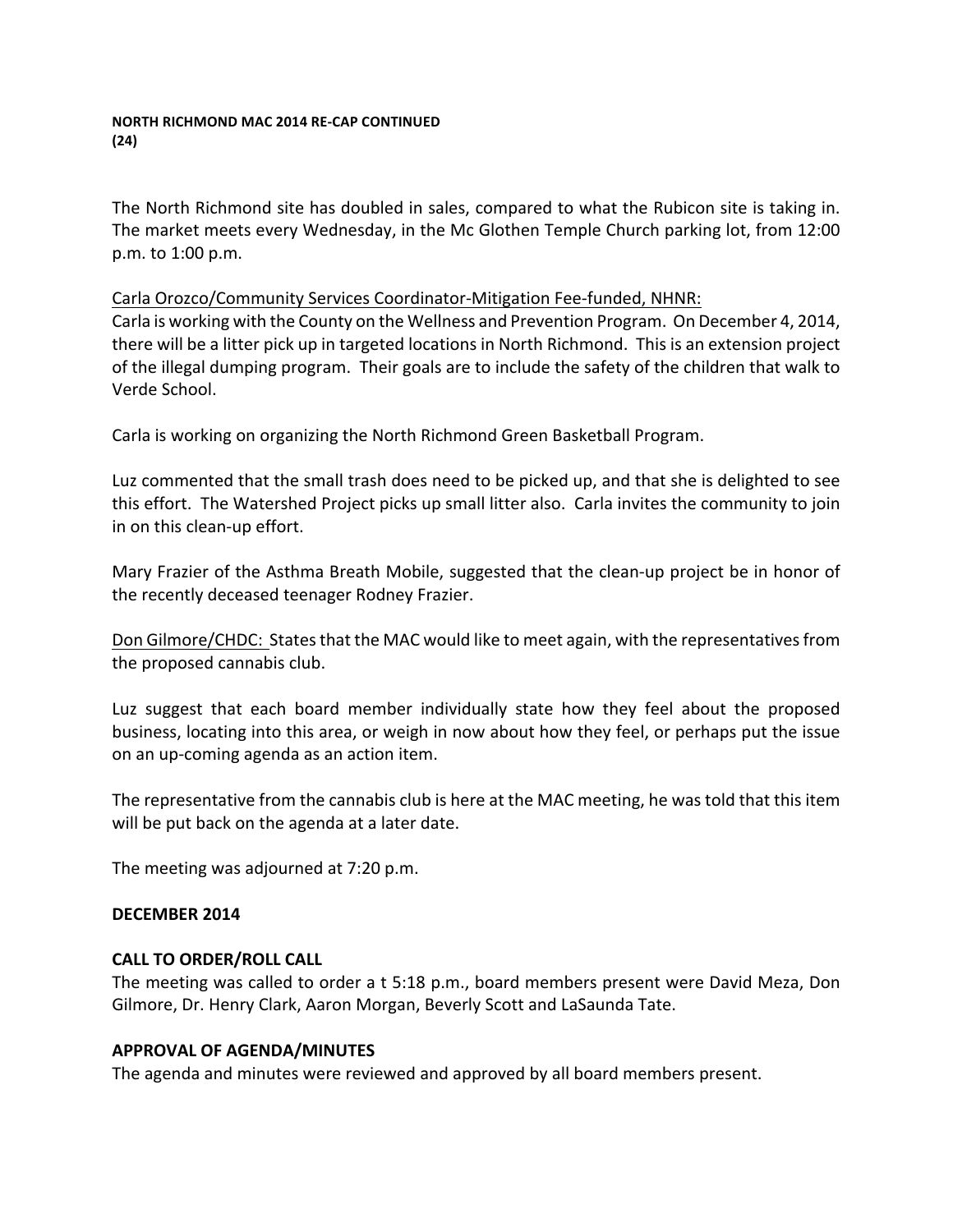The North Richmond site has doubled in sales, compared to what the Rubicon site is taking in. The market meets every Wednesday, in the Mc Glothen Temple Church parking lot, from 12:00 p.m. to 1:00 p.m.

Carla Orozco/Community Services Coordinator-Mitigation Fee-funded, NHNR:
Carla is working with the County on the Wellness and Prevention Program. On December 4, 2014, there will be a litter pick up in targeted locations in North Richmond. This is an extension project of the illegal dumping program. Their goals are to include the safety of the children that walk to Verde School.

Carla is working on organizing the North Richmond Green Basketball Program.

Luz commented that the small trash does need to be picked up, and that she is delighted to see this effort. The Watershed Project picks up small litter also. Carla invites the community to join in on this clean-up effort.

Mary Frazier of the Asthma Breath Mobile, suggested that the clean-up project be in honor of the recently deceased teenager Rodney Frazier.

Don Gilmore/CHDC: States that the MAC would like to meet again, with the representatives from the proposed cannabis club.

Luz suggest that each board member individually state how they feel about the proposed business, locating into this area, or weigh in now about how they feel, or perhaps put the issue on an up-coming agenda as an action item.

The representative from the cannabis club is here at the MAC meeting, he was told that this item will be put back on the agenda at a later date.

The meeting was adjourned at 7:20 p.m.

## DECEMBER 2014

### CALL TO ORDER/ROLL CALL

The meeting was called to order a t 5:18 p.m., board members present were David Meza, Don Gilmore, Dr. Henry Clark, Aaron Morgan, Beverly Scott and LaSaunda Tate.

### APPROVAL OF AGENDA/MINUTES

The agenda and minutes were reviewed and approved by all board members present.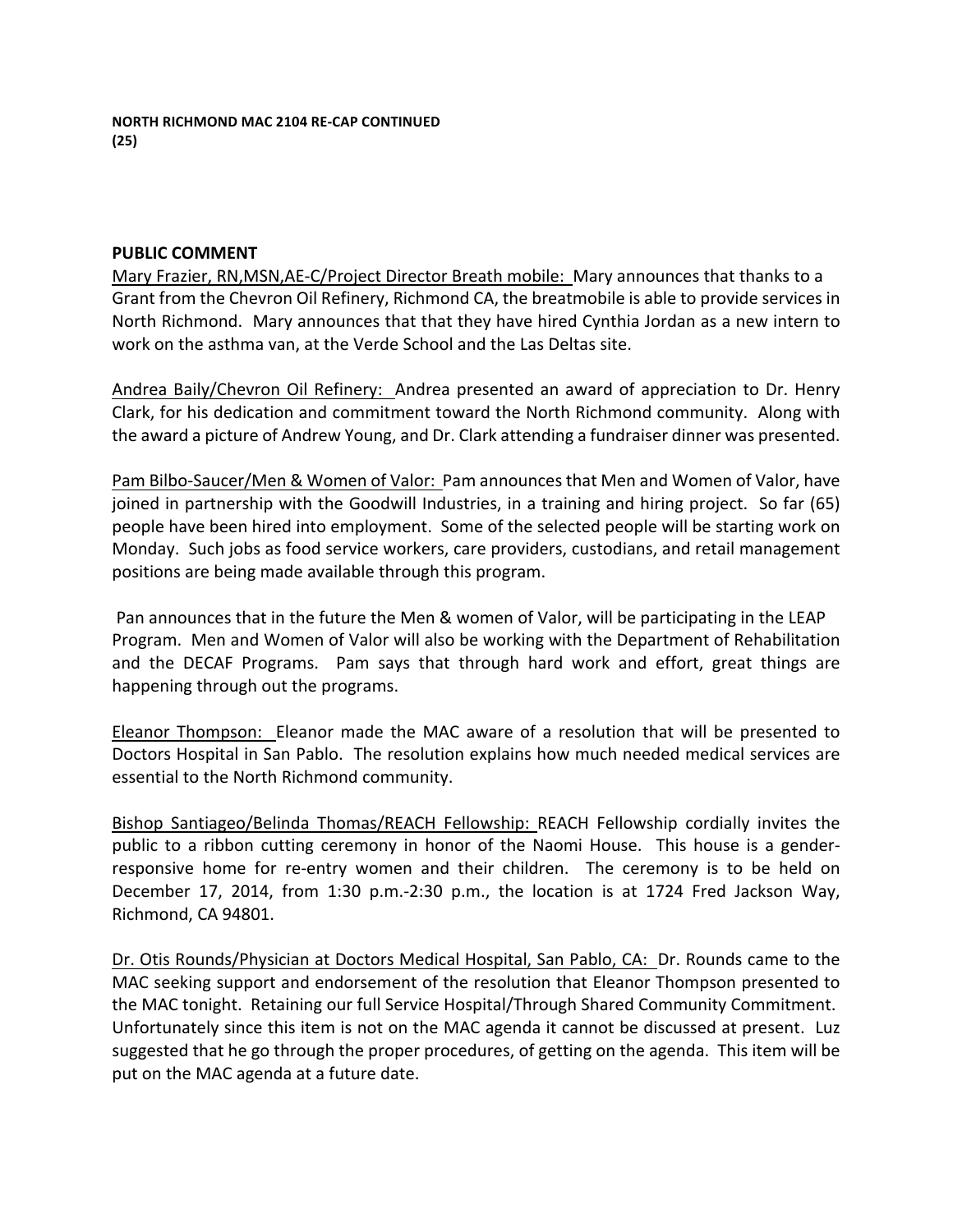**NORTH RICHMOND MAC 2104 RE-CAP CONTINUED**
**(25)**

## PUBLIC COMMENT

Mary Frazier, RN,MSN,AE-C/Project Director Breath mobile: Mary announces that thanks to a Grant from the Chevron Oil Refinery, Richmond CA, the breatmobile is able to provide services in North Richmond. Mary announces that that they have hired Cynthia Jordan as a new intern to work on the asthma van, at the Verde School and the Las Deltas site.

Andrea Baily/Chevron Oil Refinery: Andrea presented an award of appreciation to Dr. Henry Clark, for his dedication and commitment toward the North Richmond community. Along with the award a picture of Andrew Young, and Dr. Clark attending a fundraiser dinner was presented.

Pam Bilbo-Saucer/Men & Women of Valor: Pam announces that Men and Women of Valor, have joined in partnership with the Goodwill Industries, in a training and hiring project. So far (65) people have been hired into employment. Some of the selected people will be starting work on Monday. Such jobs as food service workers, care providers, custodians, and retail management positions are being made available through this program.

Pan announces that in the future the Men & women of Valor, will be participating in the LEAP Program. Men and Women of Valor will also be working with the Department of Rehabilitation and the DECAF Programs. Pam says that through hard work and effort, great things are happening through out the programs.

Eleanor Thompson: Eleanor made the MAC aware of a resolution that will be presented to Doctors Hospital in San Pablo. The resolution explains how much needed medical services are essential to the North Richmond community.

Bishop Santiageo/Belinda Thomas/REACH Fellowship: REACH Fellowship cordially invites the public to a ribbon cutting ceremony in honor of the Naomi House. This house is a gender-responsive home for re-entry women and their children. The ceremony is to be held on December 17, 2014, from 1:30 p.m.-2:30 p.m., the location is at 1724 Fred Jackson Way, Richmond, CA 94801.

Dr. Otis Rounds/Physician at Doctors Medical Hospital, San Pablo, CA: Dr. Rounds came to the MAC seeking support and endorsement of the resolution that Eleanor Thompson presented to the MAC tonight. Retaining our full Service Hospital/Through Shared Community Commitment. Unfortunately since this item is not on the MAC agenda it cannot be discussed at present. Luz suggested that he go through the proper procedures, of getting on the agenda. This item will be put on the MAC agenda at a future date.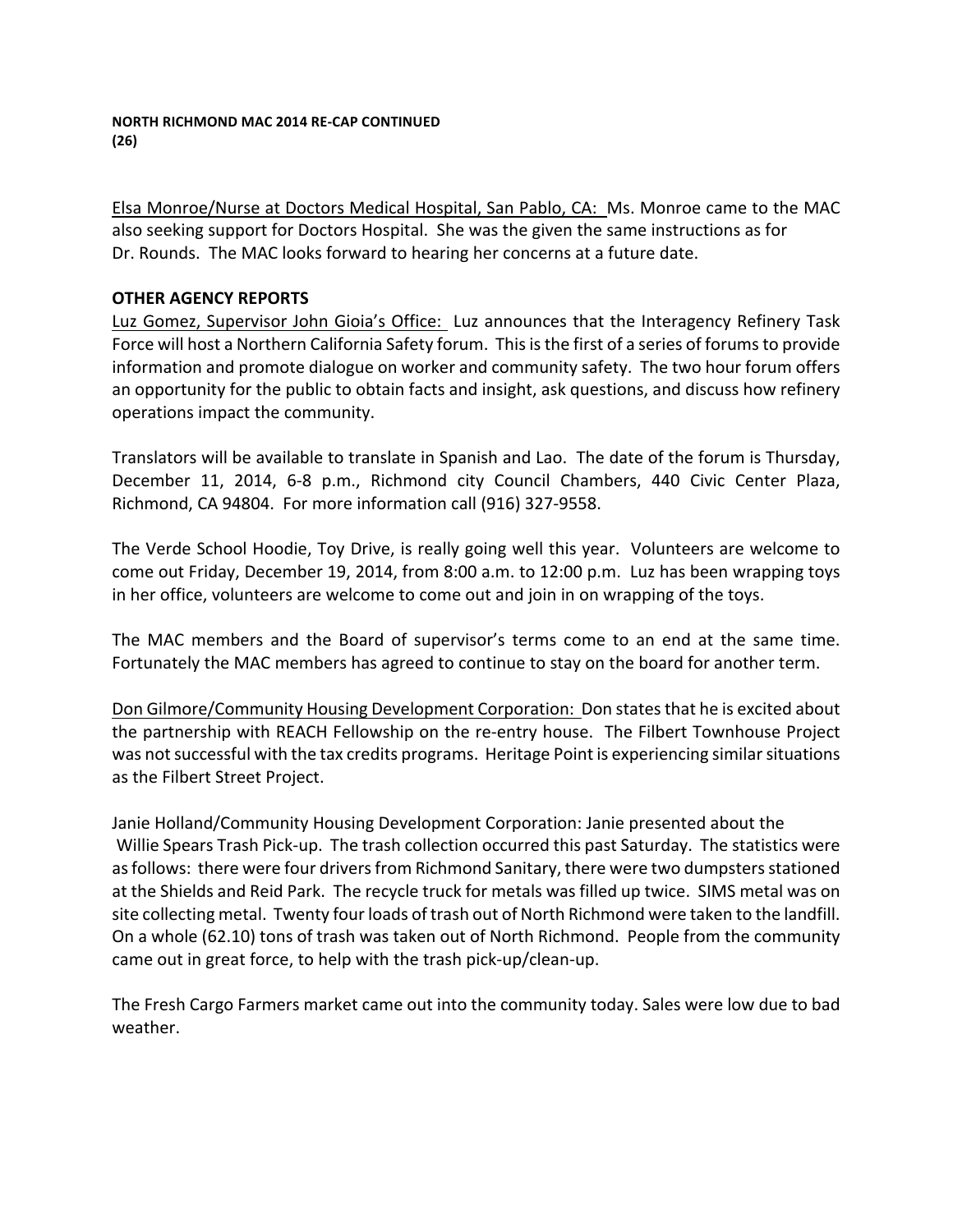**NORTH RICHMOND MAC 2014 RE-CAP CONTINUED**
**(26)**

Elsa Monroe/Nurse at Doctors Medical Hospital, San Pablo, CA: Ms. Monroe came to the MAC also seeking support for Doctors Hospital. She was the given the same instructions as for Dr. Rounds. The MAC looks forward to hearing her concerns at a future date.

**OTHER AGENCY REPORTS**

Luz Gomez, Supervisor John Gioia's Office: Luz announces that the Interagency Refinery Task Force will host a Northern California Safety forum. This is the first of a series of forums to provide information and promote dialogue on worker and community safety. The two hour forum offers an opportunity for the public to obtain facts and insight, ask questions, and discuss how refinery operations impact the community.

Translators will be available to translate in Spanish and Lao. The date of the forum is Thursday, December 11, 2014, 6-8 p.m., Richmond city Council Chambers, 440 Civic Center Plaza, Richmond, CA 94804. For more information call (916) 327-9558.

The Verde School Hoodie, Toy Drive, is really going well this year. Volunteers are welcome to come out Friday, December 19, 2014, from 8:00 a.m. to 12:00 p.m. Luz has been wrapping toys in her office, volunteers are welcome to come out and join in on wrapping of the toys.

The MAC members and the Board of supervisor's terms come to an end at the same time. Fortunately the MAC members has agreed to continue to stay on the board for another term.

Don Gilmore/Community Housing Development Corporation: Don states that he is excited about the partnership with REACH Fellowship on the re-entry house. The Filbert Townhouse Project was not successful with the tax credits programs. Heritage Point is experiencing similar situations as the Filbert Street Project.

Janie Holland/Community Housing Development Corporation: Janie presented about the Willie Spears Trash Pick-up. The trash collection occurred this past Saturday. The statistics were as follows: there were four drivers from Richmond Sanitary, there were two dumpsters stationed at the Shields and Reid Park. The recycle truck for metals was filled up twice. SIMS metal was on site collecting metal. Twenty four loads of trash out of North Richmond were taken to the landfill. On a whole (62.10) tons of trash was taken out of North Richmond. People from the community came out in great force, to help with the trash pick-up/clean-up.

The Fresh Cargo Farmers market came out into the community today. Sales were low due to bad weather.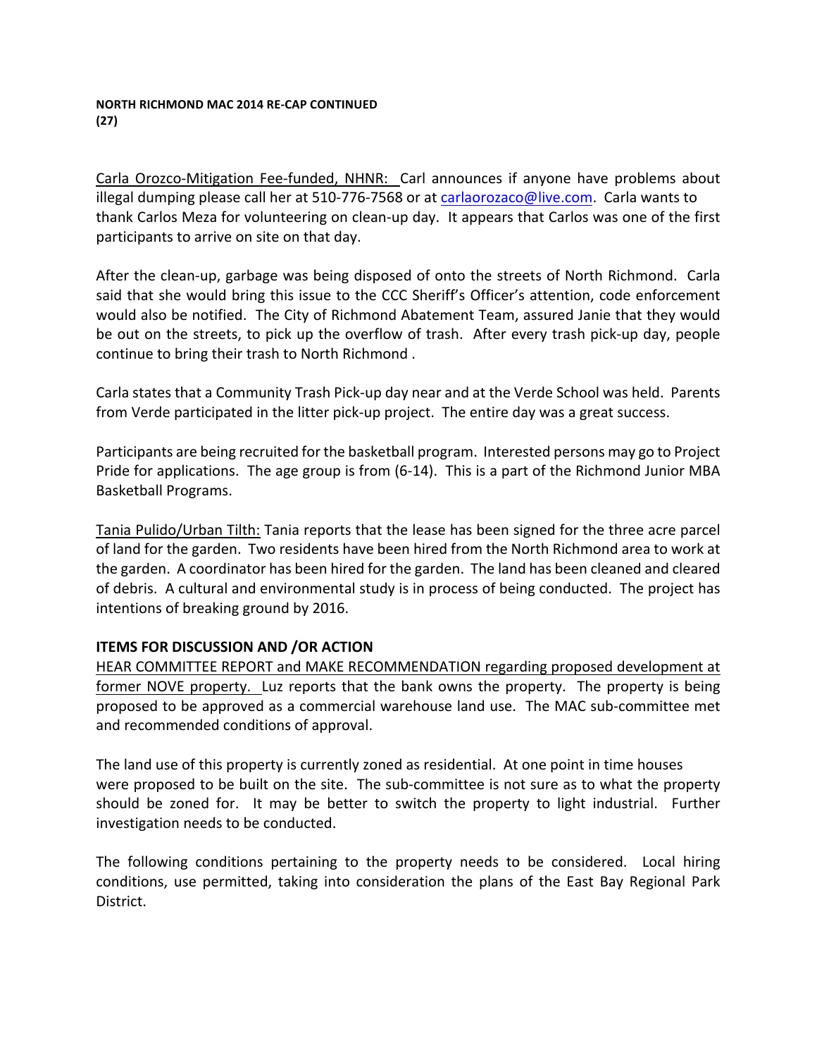**NORTH RICHMOND MAC 2014 RE-CAP CONTINUED**
**(27)**

Carla Orozco-Mitigation Fee-funded, NHNR: Carl announces if anyone have problems about illegal dumping please call her at 510-776-7568 or at carlaorozaco@live.com. Carla wants to thank Carlos Meza for volunteering on clean-up day. It appears that Carlos was one of the first participants to arrive on site on that day.

After the clean-up, garbage was being disposed of onto the streets of North Richmond. Carla said that she would bring this issue to the CCC Sheriff's Officer's attention, code enforcement would also be notified. The City of Richmond Abatement Team, assured Janie that they would be out on the streets, to pick up the overflow of trash. After every trash pick-up day, people continue to bring their trash to North Richmond .

Carla states that a Community Trash Pick-up day near and at the Verde School was held. Parents from Verde participated in the litter pick-up project. The entire day was a great success.

Participants are being recruited for the basketball program. Interested persons may go to Project Pride for applications. The age group is from (6-14). This is a part of the Richmond Junior MBA Basketball Programs.

Tania Pulido/Urban Tilth: Tania reports that the lease has been signed for the three acre parcel of land for the garden. Two residents have been hired from the North Richmond area to work at the garden. A coordinator has been hired for the garden. The land has been cleaned and cleared of debris. A cultural and environmental study is in process of being conducted. The project has intentions of breaking ground by 2016.

**ITEMS FOR DISCUSSION AND /OR ACTION**

HEAR COMMITTEE REPORT and MAKE RECOMMENDATION regarding proposed development at former NOVE property. Luz reports that the bank owns the property. The property is being proposed to be approved as a commercial warehouse land use. The MAC sub-committee met and recommended conditions of approval.

The land use of this property is currently zoned as residential. At one point in time houses were proposed to be built on the site. The sub-committee is not sure as to what the property should be zoned for. It may be better to switch the property to light industrial. Further investigation needs to be conducted.

The following conditions pertaining to the property needs to be considered. Local hiring conditions, use permitted, taking into consideration the plans of the East Bay Regional Park District.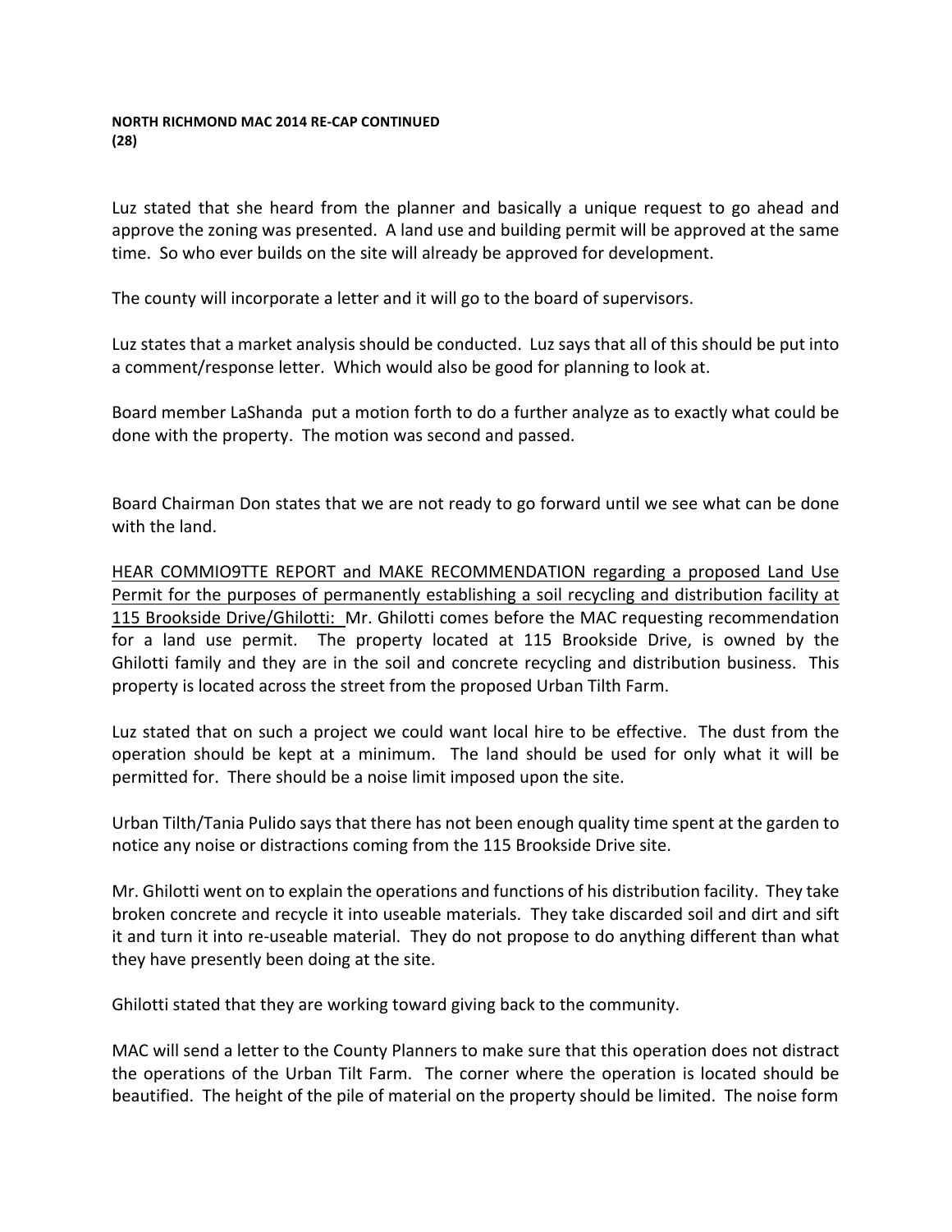**NORTH RICHMOND MAC 2014 RE-CAP CONTINUED**
**(28)**

Luz stated that she heard from the planner and basically a unique request to go ahead and approve the zoning was presented. A land use and building permit will be approved at the same time. So who ever builds on the site will already be approved for development.

The county will incorporate a letter and it will go to the board of supervisors.

Luz states that a market analysis should be conducted. Luz says that all of this should be put into a comment/response letter. Which would also be good for planning to look at.

Board member LaShanda put a motion forth to do a further analyze as to exactly what could be done with the property. The motion was second and passed.

Board Chairman Don states that we are not ready to go forward until we see what can be done with the land.

<u>HEAR COMMIO9TTE REPORT and MAKE RECOMMENDATION regarding a proposed Land Use Permit for the purposes of permanently establishing a soil recycling and distribution facility at 115 Brookside Drive/Ghilotti:</u> Mr. Ghilotti comes before the MAC requesting recommendation for a land use permit. The property located at 115 Brookside Drive, is owned by the Ghilotti family and they are in the soil and concrete recycling and distribution business. This property is located across the street from the proposed Urban Tilth Farm.

Luz stated that on such a project we could want local hire to be effective. The dust from the operation should be kept at a minimum. The land should be used for only what it will be permitted for. There should be a noise limit imposed upon the site.

Urban Tilth/Tania Pulido says that there has not been enough quality time spent at the garden to notice any noise or distractions coming from the 115 Brookside Drive site.

Mr. Ghilotti went on to explain the operations and functions of his distribution facility. They take broken concrete and recycle it into useable materials. They take discarded soil and dirt and sift it and turn it into re-useable material. They do not propose to do anything different than what they have presently been doing at the site.

Ghilotti stated that they are working toward giving back to the community.

MAC will send a letter to the County Planners to make sure that this operation does not distract the operations of the Urban Tilt Farm. The corner where the operation is located should be beautified. The height of the pile of material on the property should be limited. The noise form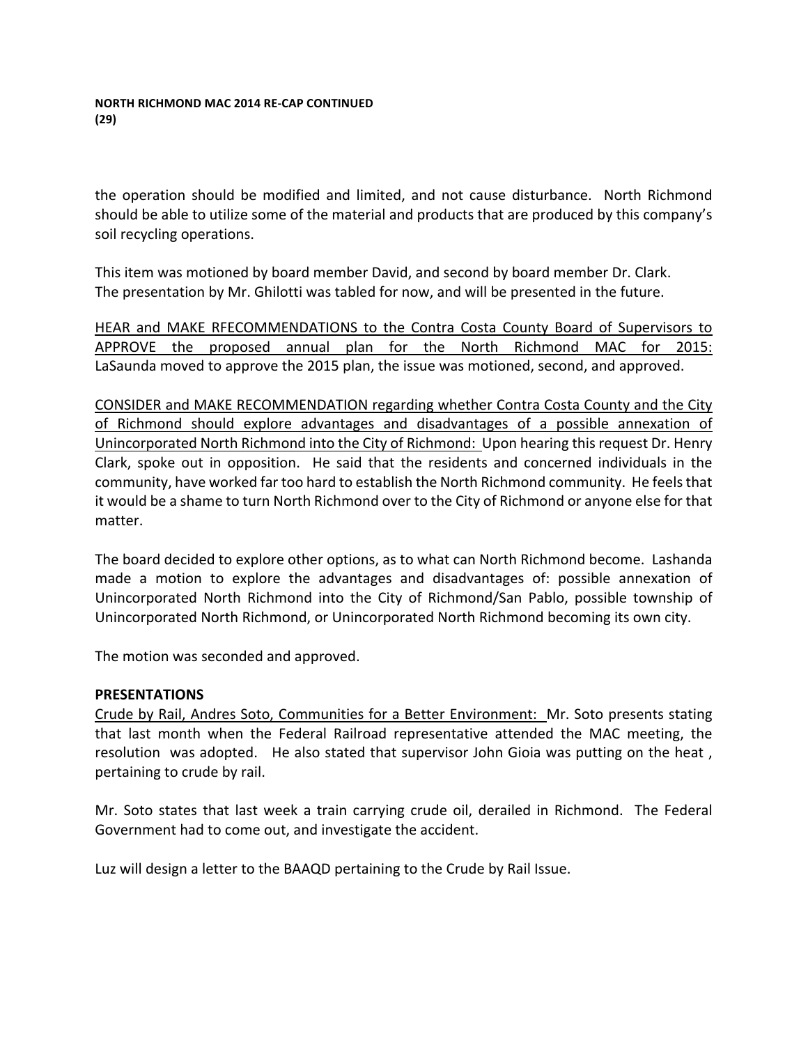the operation should be modified and limited, and not cause disturbance. North Richmond should be able to utilize some of the material and products that are produced by this company's soil recycling operations.

This item was motioned by board member David, and second by board member Dr. Clark. The presentation by Mr. Ghilotti was tabled for now, and will be presented in the future.

<u>HEAR and MAKE RFECOMMENDATIONS to the Contra Costa County Board of Supervisors to APPROVE the proposed annual plan for the North Richmond MAC for 2015:</u> LaSaunda moved to approve the 2015 plan, the issue was motioned, second, and approved.

<u>CONSIDER and MAKE RECOMMENDATION regarding whether Contra Costa County and the City of Richmond should explore advantages and disadvantages of a possible annexation of Unincorporated North Richmond into the City of Richmond:</u> Upon hearing this request Dr. Henry Clark, spoke out in opposition. He said that the residents and concerned individuals in the community, have worked far too hard to establish the North Richmond community. He feels that it would be a shame to turn North Richmond over to the City of Richmond or anyone else for that matter.

The board decided to explore other options, as to what can North Richmond become. Lashanda made a motion to explore the advantages and disadvantages of: possible annexation of Unincorporated North Richmond into the City of Richmond/San Pablo, possible township of Unincorporated North Richmond, or Unincorporated North Richmond becoming its own city.

The motion was seconded and approved.

**PRESENTATIONS**

<u>Crude by Rail, Andres Soto, Communities for a Better Environment:</u> Mr. Soto presents stating that last month when the Federal Railroad representative attended the MAC meeting, the resolution was adopted. He also stated that supervisor John Gioia was putting on the heat , pertaining to crude by rail.

Mr. Soto states that last week a train carrying crude oil, derailed in Richmond. The Federal Government had to come out, and investigate the accident.

Luz will design a letter to the BAAQD pertaining to the Crude by Rail Issue.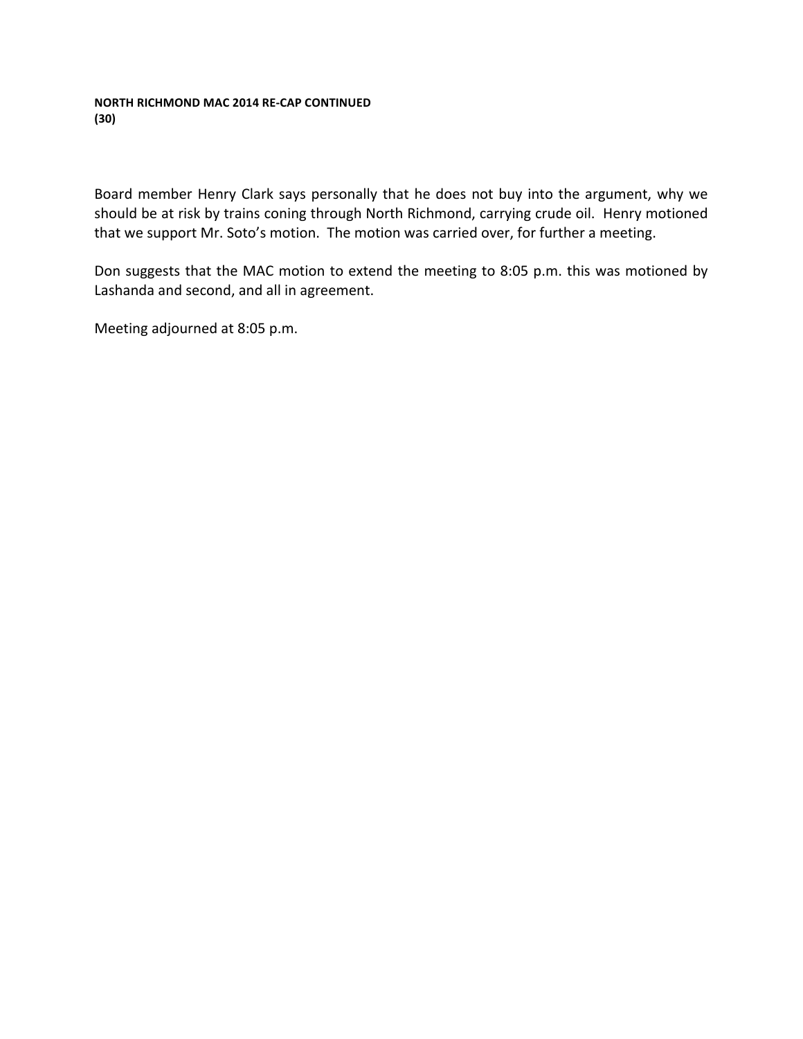**NORTH RICHMOND MAC 2014 RE-CAP CONTINUED**
**(30)**

Board member Henry Clark says personally that he does not buy into the argument, why we should be at risk by trains coning through North Richmond, carrying crude oil. Henry motioned that we support Mr. Soto's motion. The motion was carried over, for further a meeting.

Don suggests that the MAC motion to extend the meeting to 8:05 p.m. this was motioned by Lashanda and second, and all in agreement.

Meeting adjourned at 8:05 p.m.